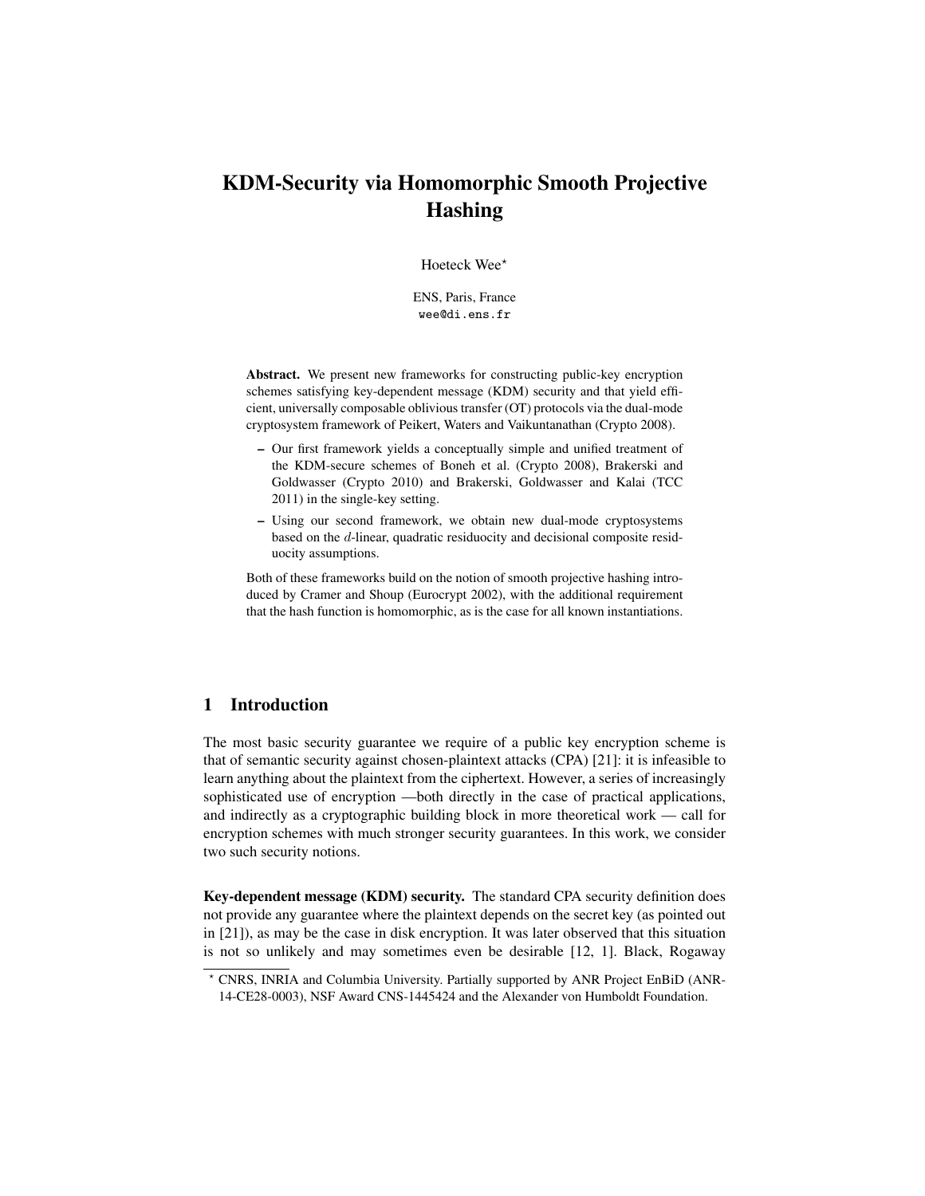# KDM-Security via Homomorphic Smooth Projective Hashing

Hoeteck Wee*

ENS, Paris, France
wee@di.ens.fr

**Abstract.** We present new frameworks for constructing public-key encryption schemes satisfying key-dependent message (KDM) security and that yield efficient, universally composable oblivious transfer (OT) protocols via the dual-mode cryptosystem framework of Peikert, Waters and Vaikuntanathan (Crypto 2008).

- Our first framework yields a conceptually simple and unified treatment of the KDM-secure schemes of Boneh et al. (Crypto 2008), Brakerski and Goldwasser (Crypto 2010) and Brakerski, Goldwasser and Kalai (TCC 2011) in the single-key setting.
- Using our second framework, we obtain new dual-mode cryptosystems based on the $d$-linear, quadratic residuocity and decisional composite residuocity assumptions.

Both of these frameworks build on the notion of smooth projective hashing introduced by Cramer and Shoup (Eurocrypt 2002), with the additional requirement that the hash function is homomorphic, as is the case for all known instantiations.

## 1 Introduction

The most basic security guarantee we require of a public key encryption scheme is that of semantic security against chosen-plaintext attacks (CPA) [21]: it is infeasible to learn anything about the plaintext from the ciphertext. However, a series of increasingly sophisticated use of encryption —both directly in the case of practical applications, and indirectly as a cryptographic building block in more theoretical work — call for encryption schemes with much stronger security guarantees. In this work, we consider two such security notions.

**Key-dependent message (KDM) security.** The standard CPA security definition does not provide any guarantee where the plaintext depends on the secret key (as pointed out in [21]), as may be the case in disk encryption. It was later observed that this situation is not so unlikely and may sometimes even be desirable [12, 1]. Black, Rogaway

* CNRS, INRIA and Columbia University. Partially supported by ANR Project EnBiD (ANR-14-CE28-0003), NSF Award CNS-1445424 and the Alexander von Humboldt Foundation.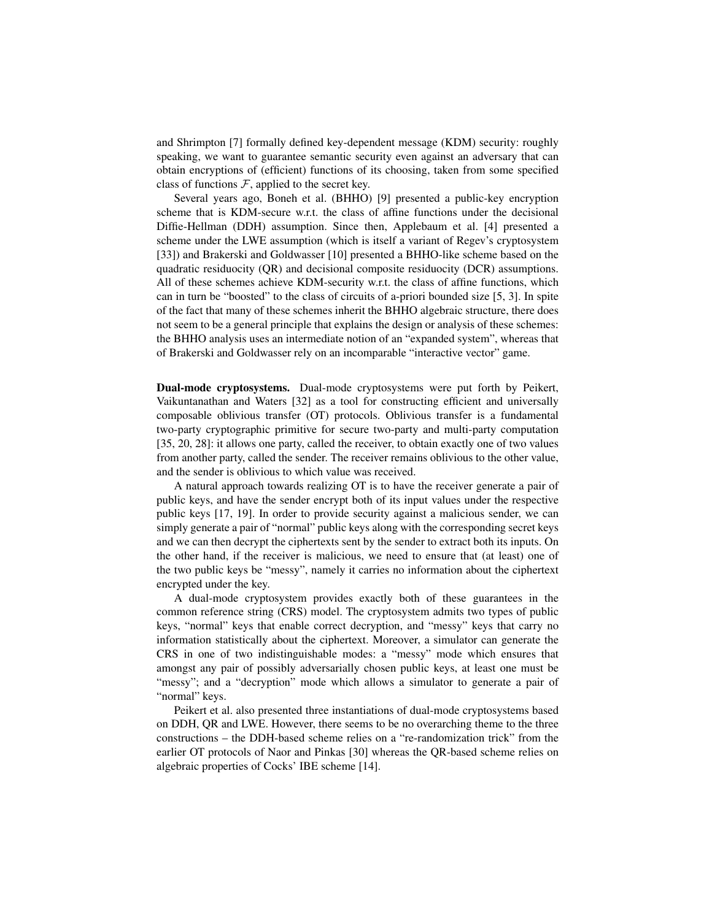and Shrimpton [7] formally defined key-dependent message (KDM) security: roughly speaking, we want to guarantee semantic security even against an adversary that can obtain encryptions of (efficient) functions of its choosing, taken from some specified class of functions $\mathcal{F}$, applied to the secret key.

Several years ago, Boneh et al. (BHHO) [9] presented a public-key encryption scheme that is KDM-secure w.r.t. the class of affine functions under the decisional Diffie-Hellman (DDH) assumption. Since then, Applebaum et al. [4] presented a scheme under the LWE assumption (which is itself a variant of Regev's cryptosystem [33]) and Brakerski and Goldwasser [10] presented a BHHO-like scheme based on the quadratic residuocity (QR) and decisional composite residuocity (DCR) assumptions. All of these schemes achieve KDM-security w.r.t. the class of affine functions, which can in turn be "boosted" to the class of circuits of a-priori bounded size [5, 3]. In spite of the fact that many of these schemes inherit the BHHO algebraic structure, there does not seem to be a general principle that explains the design or analysis of these schemes: the BHHO analysis uses an intermediate notion of an "expanded system", whereas that of Brakerski and Goldwasser rely on an incomparable "interactive vector" game.

**Dual-mode cryptosystems.** Dual-mode cryptosystems were put forth by Peikert, Vaikuntanathan and Waters [32] as a tool for constructing efficient and universally composable oblivious transfer (OT) protocols. Oblivious transfer is a fundamental two-party cryptographic primitive for secure two-party and multi-party computation [35, 20, 28]: it allows one party, called the receiver, to obtain exactly one of two values from another party, called the sender. The receiver remains oblivious to the other value, and the sender is oblivious to which value was received.

A natural approach towards realizing OT is to have the receiver generate a pair of public keys, and have the sender encrypt both of its input values under the respective public keys [17, 19]. In order to provide security against a malicious sender, we can simply generate a pair of "normal" public keys along with the corresponding secret keys and we can then decrypt the ciphertexts sent by the sender to extract both its inputs. On the other hand, if the receiver is malicious, we need to ensure that (at least) one of the two public keys be "messy", namely it carries no information about the ciphertext encrypted under the key.

A dual-mode cryptosystem provides exactly both of these guarantees in the common reference string (CRS) model. The cryptosystem admits two types of public keys, "normal" keys that enable correct decryption, and "messy" keys that carry no information statistically about the ciphertext. Moreover, a simulator can generate the CRS in one of two indistinguishable modes: a "messy" mode which ensures that amongst any pair of possibly adversarially chosen public keys, at least one must be "messy"; and a "decryption" mode which allows a simulator to generate a pair of "normal" keys.

Peikert et al. also presented three instantiations of dual-mode cryptosystems based on DDH, QR and LWE. However, there seems to be no overarching theme to the three constructions – the DDH-based scheme relies on a "re-randomization trick" from the earlier OT protocols of Naor and Pinkas [30] whereas the QR-based scheme relies on algebraic properties of Cocks' IBE scheme [14].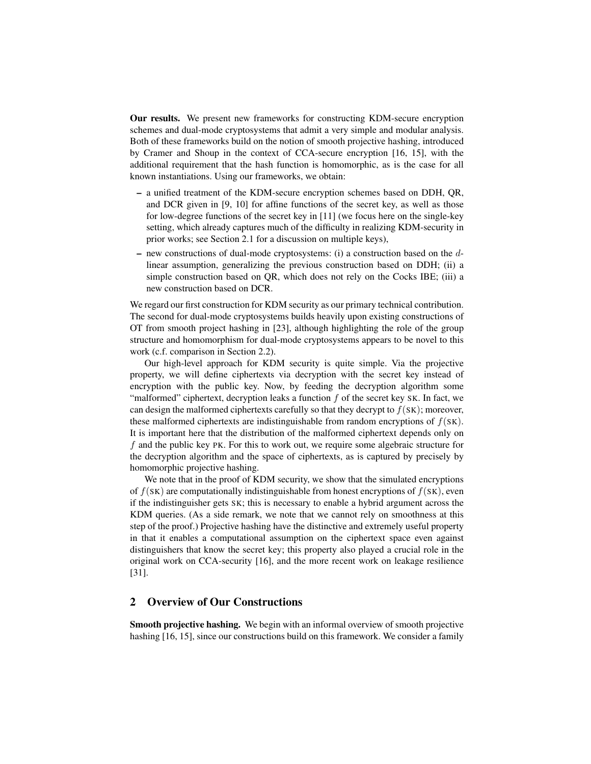**Our results.** We present new frameworks for constructing KDM-secure encryption schemes and dual-mode cryptosystems that admit a very simple and modular analysis. Both of these frameworks build on the notion of smooth projective hashing, introduced by Cramer and Shoup in the context of CCA-secure encryption [16, 15], with the additional requirement that the hash function is homomorphic, as is the case for all known instantiations. Using our frameworks, we obtain:

- a unified treatment of the KDM-secure encryption schemes based on DDH, QR, and DCR given in [9, 10] for affine functions of the secret key, as well as those for low-degree functions of the secret key in [11] (we focus here on the single-key setting, which already captures much of the difficulty in realizing KDM-security in prior works; see Section 2.1 for a discussion on multiple keys),
- new constructions of dual-mode cryptosystems: (i) a construction based on the $d$-linear assumption, generalizing the previous construction based on DDH; (ii) a simple construction based on QR, which does not rely on the Cocks IBE; (iii) a new construction based on DCR.

We regard our first construction for KDM security as our primary technical contribution. The second for dual-mode cryptosystems builds heavily upon existing constructions of OT from smooth project hashing in [23], although highlighting the role of the group structure and homomorphism for dual-mode cryptosystems appears to be novel to this work (c.f. comparison in Section 2.2).

Our high-level approach for KDM security is quite simple. Via the projective property, we will define ciphertexts via decryption with the secret key instead of encryption with the public key. Now, by feeding the decryption algorithm some "malformed" ciphertext, decryption leaks a function $f$ of the secret key SK. In fact, we can design the malformed ciphertexts carefully so that they decrypt to $f(\text{SK})$; moreover, these malformed ciphertexts are indistinguishable from random encryptions of $f(\text{SK})$. It is important here that the distribution of the malformed ciphertext depends only on $f$ and the public key PK. For this to work out, we require some algebraic structure for the decryption algorithm and the space of ciphertexts, as is captured by precisely by homomorphic projective hashing.

We note that in the proof of KDM security, we show that the simulated encryptions of $f(\text{SK})$ are computationally indistinguishable from honest encryptions of $f(\text{SK})$, even if the indistinguisher gets SK; this is necessary to enable a hybrid argument across the KDM queries. (As a side remark, we note that we cannot rely on smoothness at this step of the proof.) Projective hashing have the distinctive and extremely useful property in that it enables a computational assumption on the ciphertext space even against distinguishers that know the secret key; this property also played a crucial role in the original work on CCA-security [16], and the more recent work on leakage resilience [31].

## 2 Overview of Our Constructions

**Smooth projective hashing.** We begin with an informal overview of smooth projective hashing [16, 15], since our constructions build on this framework. We consider a family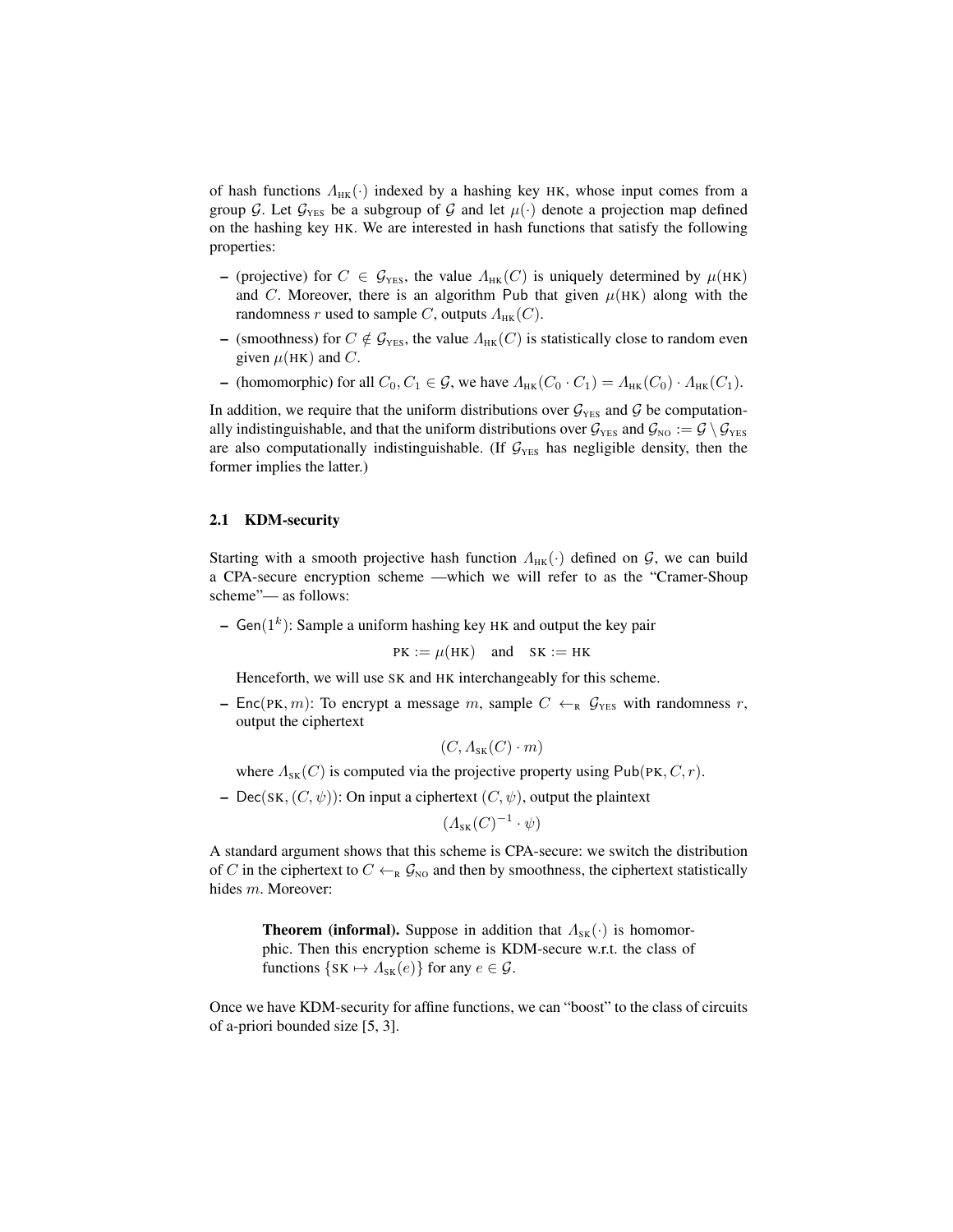of hash functions $\Lambda_{\text{HK}}(\cdot)$ indexed by a hashing key HK, whose input comes from a group $\mathcal{G}$. Let $\mathcal{G}_{\text{YES}}$ be a subgroup of $\mathcal{G}$ and let $\mu(\cdot)$ denote a projection map defined on the hashing key HK. We are interested in hash functions that satisfy the following properties:

- (projective) for $C \in \mathcal{G}_{\text{YES}}$, the value $\Lambda_{\text{HK}}(C)$ is uniquely determined by $\mu(\text{HK})$ and $C$. Moreover, there is an algorithm Pub that given $\mu(\text{HK})$ along with the randomness $r$ used to sample $C$, outputs $\Lambda_{\text{HK}}(C)$.
- (smoothness) for $C \notin \mathcal{G}_{\text{YES}}$, the value $\Lambda_{\text{HK}}(C)$ is statistically close to random even given $\mu(\text{HK})$ and $C$.
- (homomorphic) for all $C_0, C_1 \in \mathcal{G}$, we have $\Lambda_{\text{HK}}(C_0 \cdot C_1) = \Lambda_{\text{HK}}(C_0) \cdot \Lambda_{\text{HK}}(C_1)$.

In addition, we require that the uniform distributions over $\mathcal{G}_{\text{YES}}$ and $\mathcal{G}$ be computationally indistinguishable, and that the uniform distributions over $\mathcal{G}_{\text{YES}}$ and $\mathcal{G}_{\text{NO}} := \mathcal{G} \setminus \mathcal{G}_{\text{YES}}$ are also computationally indistinguishable. (If $\mathcal{G}_{\text{YES}}$ has negligible density, then the former implies the latter.)

### 2.1 KDM-security

Starting with a smooth projective hash function $\Lambda_{\text{HK}}(\cdot)$ defined on $\mathcal{G}$, we can build a CPA-secure encryption scheme —which we will refer to as the "Cramer-Shoup scheme"— as follows:

- $\mathsf{Gen}(1^k)$: Sample a uniform hashing key HK and output the key pair

$$\text{PK} := \mu(\text{HK}) \quad \text{and} \quad \text{SK} := \text{HK}$$

  Henceforth, we will use SK and HK interchangeably for this scheme.

- $\mathsf{Enc}(\text{PK}, m)$: To encrypt a message $m$, sample $C \leftarrow_{\text{R}} \mathcal{G}_{\text{YES}}$ with randomness $r$, output the ciphertext

$$(C, \Lambda_{\text{SK}}(C) \cdot m)$$

  where $\Lambda_{\text{SK}}(C)$ is computed via the projective property using $\mathsf{Pub}(\text{PK}, C, r)$.

- $\mathsf{Dec}(\text{SK}, (C, \psi))$: On input a ciphertext $(C, \psi)$, output the plaintext

$$(\Lambda_{\text{SK}}(C)^{-1} \cdot \psi)$$

A standard argument shows that this scheme is CPA-secure: we switch the distribution of $C$ in the ciphertext to $C \leftarrow_{\text{R}} \mathcal{G}_{\text{NO}}$ and then by smoothness, the ciphertext statistically hides $m$. Moreover:

> **Theorem (informal).** Suppose in addition that $\Lambda_{\text{SK}}(\cdot)$ is homomorphic. Then this encryption scheme is KDM-secure w.r.t. the class of functions $\{\text{SK} \mapsto \Lambda_{\text{SK}}(e)\}$ for any $e \in \mathcal{G}$.

Once we have KDM-security for affine functions, we can "boost" to the class of circuits of a-priori bounded size [5, 3].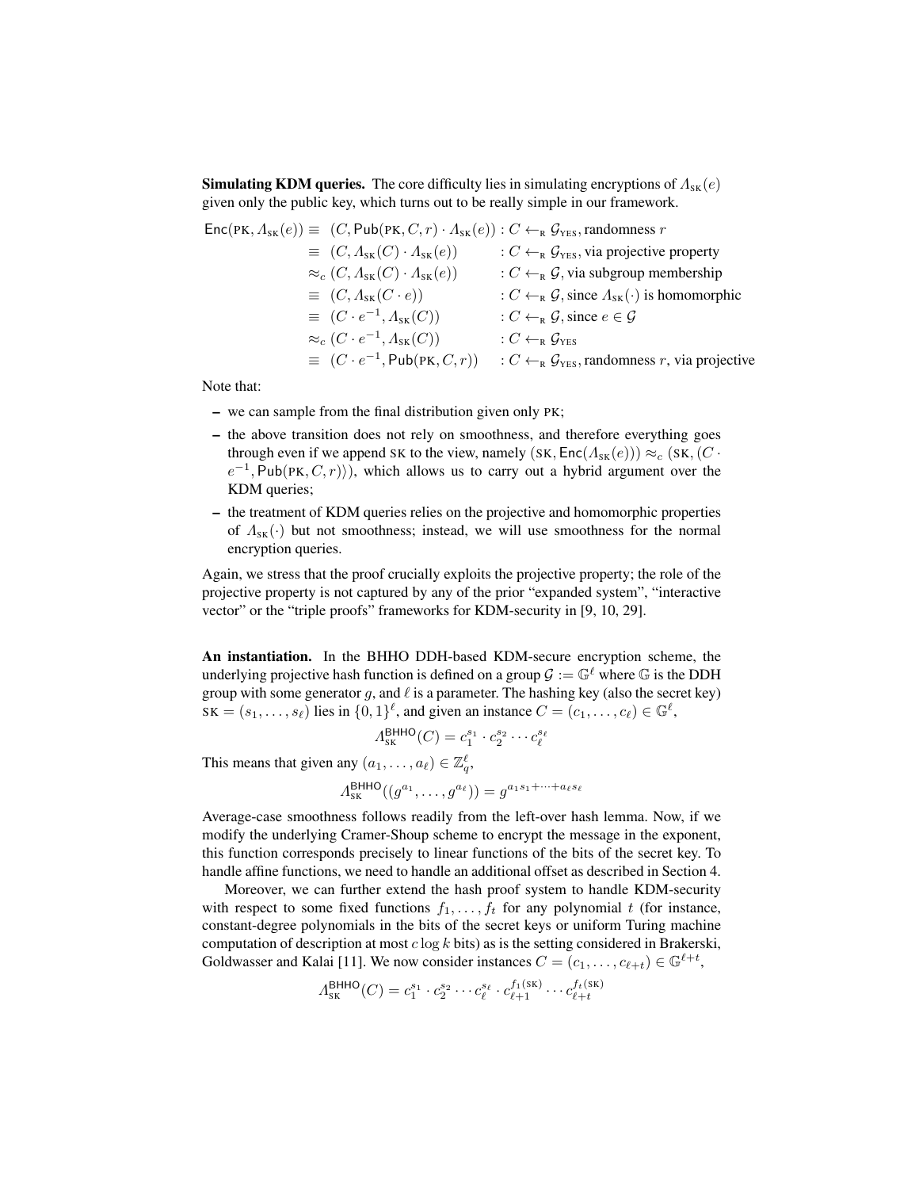**Simulating KDM queries.** The core difficulty lies in simulating encryptions of $\Lambda_{\text{SK}}(e)$ given only the public key, which turns out to be really simple in our framework.

$$
\begin{aligned}
\mathsf{Enc}(\text{PK}, \Lambda_{\text{SK}}(e)) &\equiv (C, \mathsf{Pub}(\text{PK}, C, r) \cdot \Lambda_{\text{SK}}(e)) &&: C \leftarrow_{\text{R}} \mathcal{G}_{\text{YES}}, \text{randomness } r \\
&\equiv (C, \Lambda_{\text{SK}}(C) \cdot \Lambda_{\text{SK}}(e)) &&: C \leftarrow_{\text{R}} \mathcal{G}_{\text{YES}}, \text{via projective property} \\
&\approx_c (C, \Lambda_{\text{SK}}(C) \cdot \Lambda_{\text{SK}}(e)) &&: C \leftarrow_{\text{R}} \mathcal{G}, \text{via subgroup membership} \\
&\equiv (C, \Lambda_{\text{SK}}(C \cdot e)) &&: C \leftarrow_{\text{R}} \mathcal{G}, \text{since } \Lambda_{\text{SK}}(\cdot) \text{ is homomorphic} \\
&\equiv (C \cdot e^{-1}, \Lambda_{\text{SK}}(C)) &&: C \leftarrow_{\text{R}} \mathcal{G}, \text{since } e \in \mathcal{G} \\
&\approx_c (C \cdot e^{-1}, \Lambda_{\text{SK}}(C)) &&: C \leftarrow_{\text{R}} \mathcal{G}_{\text{YES}} \\
&\equiv (C \cdot e^{-1}, \mathsf{Pub}(\text{PK}, C, r)) &&: C \leftarrow_{\text{R}} \mathcal{G}_{\text{YES}}, \text{randomness } r, \text{via projective}
\end{aligned}
$$

Note that:

- we can sample from the final distribution given only PK;
- the above transition does not rely on smoothness, and therefore everything goes through even if we append SK to the view, namely $(\text{SK}, \mathsf{Enc}(\Lambda_{\text{SK}}(e))) \approx_c (\text{SK}, (C \cdot e^{-1}, \mathsf{Pub}(\text{PK}, C, r)))$, which allows us to carry out a hybrid argument over the KDM queries;
- the treatment of KDM queries relies on the projective and homomorphic properties of $\Lambda_{\text{SK}}(\cdot)$ but not smoothness; instead, we will use smoothness for the normal encryption queries.

Again, we stress that the proof crucially exploits the projective property; the role of the projective property is not captured by any of the prior "expanded system", "interactive vector" or the "triple proofs" frameworks for KDM-security in [9, 10, 29].

**An instantiation.** In the BHHO DDH-based KDM-secure encryption scheme, the underlying projective hash function is defined on a group $\mathcal{G} := \mathbb{G}^\ell$ where $\mathbb{G}$ is the DDH group with some generator $g$, and $\ell$ is a parameter. The hashing key (also the secret key) $\text{SK} = (s_1, \ldots, s_\ell)$ lies in $\{0,1\}^\ell$, and given an instance $C = (c_1, \ldots, c_\ell) \in \mathbb{G}^\ell$,

$$\Lambda^{\mathsf{BHHO}}_{\text{SK}}(C) = c_1^{s_1} \cdot c_2^{s_2} \cdots c_\ell^{s_\ell}$$

This means that given any $(a_1, \ldots, a_\ell) \in \mathbb{Z}_q^\ell$,

$$\Lambda^{\mathsf{BHHO}}_{\text{SK}}((g^{a_1}, \ldots, g^{a_\ell})) = g^{a_1 s_1 + \cdots + a_\ell s_\ell}$$

Average-case smoothness follows readily from the left-over hash lemma. Now, if we modify the underlying Cramer-Shoup scheme to encrypt the message in the exponent, this function corresponds precisely to linear functions of the bits of the secret key. To handle affine functions, we need to handle an additional offset as described in Section 4.

Moreover, we can further extend the hash proof system to handle KDM-security with respect to some fixed functions $f_1, \ldots, f_t$ for any polynomial $t$ (for instance, constant-degree polynomials in the bits of the secret keys or uniform Turing machine computation of description at most $c \log k$ bits) as is the setting considered in Brakerski, Goldwasser and Kalai [11]. We now consider instances $C = (c_1, \ldots, c_{\ell+t}) \in \mathbb{G}^{\ell+t}$,

$$\Lambda^{\mathsf{BHHO}}_{\text{SK}}(C) = c_1^{s_1} \cdot c_2^{s_2} \cdots c_\ell^{s_\ell} \cdot c_{\ell+1}^{f_1(\text{SK})} \cdots c_{\ell+t}^{f_t(\text{SK})}$$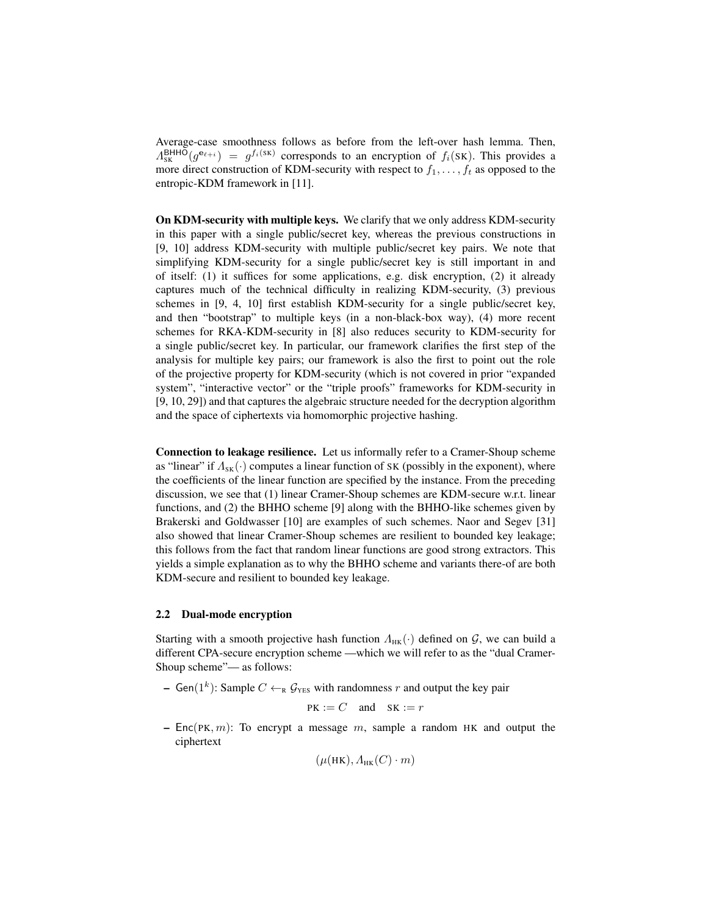Average-case smoothness follows as before from the left-over hash lemma. Then, $\Lambda^{\mathsf{BHHO}}_{\text{SK}}(g^{\mathbf{e}_{\ell+i}}) = g^{f_i(\text{SK})}$ corresponds to an encryption of $f_i(\text{SK})$. This provides a more direct construction of KDM-security with respect to $f_1, \ldots, f_t$ as opposed to the entropic-KDM framework in [11].

**On KDM-security with multiple keys.** We clarify that we only address KDM-security in this paper with a single public/secret key, whereas the previous constructions in [9, 10] address KDM-security with multiple public/secret key pairs. We note that simplifying KDM-security for a single public/secret key is still important in and of itself: (1) it suffices for some applications, e.g. disk encryption, (2) it already captures much of the technical difficulty in realizing KDM-security, (3) previous schemes in [9, 4, 10] first establish KDM-security for a single public/secret key, and then "bootstrap" to multiple keys (in a non-black-box way), (4) more recent schemes for RKA-KDM-security in [8] also reduces security to KDM-security for a single public/secret key. In particular, our framework clarifies the first step of the analysis for multiple key pairs; our framework is also the first to point out the role of the projective property for KDM-security (which is not covered in prior "expanded system", "interactive vector" or the "triple proofs" frameworks for KDM-security in [9, 10, 29]) and that captures the algebraic structure needed for the decryption algorithm and the space of ciphertexts via homomorphic projective hashing.

**Connection to leakage resilience.** Let us informally refer to a Cramer-Shoup scheme as "linear" if $\Lambda_{\text{SK}}(\cdot)$ computes a linear function of SK (possibly in the exponent), where the coefficients of the linear function are specified by the instance. From the preceding discussion, we see that (1) linear Cramer-Shoup schemes are KDM-secure w.r.t. linear functions, and (2) the BHHO scheme [9] along with the BHHO-like schemes given by Brakerski and Goldwasser [10] are examples of such schemes. Naor and Segev [31] also showed that linear Cramer-Shoup schemes are resilient to bounded key leakage; this follows from the fact that random linear functions are good strong extractors. This yields a simple explanation as to why the BHHO scheme and variants there-of are both KDM-secure and resilient to bounded key leakage.

### 2.2 Dual-mode encryption

Starting with a smooth projective hash function $\Lambda_{\text{HK}}(\cdot)$ defined on $\mathcal{G}$, we can build a different CPA-secure encryption scheme —which we will refer to as the "dual Cramer-Shoup scheme"— as follows:

- $\mathsf{Gen}(1^k)$: Sample $C \leftarrow_{\text{R}} \mathcal{G}_{\text{YES}}$ with randomness $r$ and output the key pair

$$\text{PK} := C \quad \text{and} \quad \text{SK} := r$$

- $\mathsf{Enc}(\text{PK}, m)$: To encrypt a message $m$, sample a random HK and output the ciphertext

$$(\mu(\text{HK}), \Lambda_{\text{HK}}(C) \cdot m)$$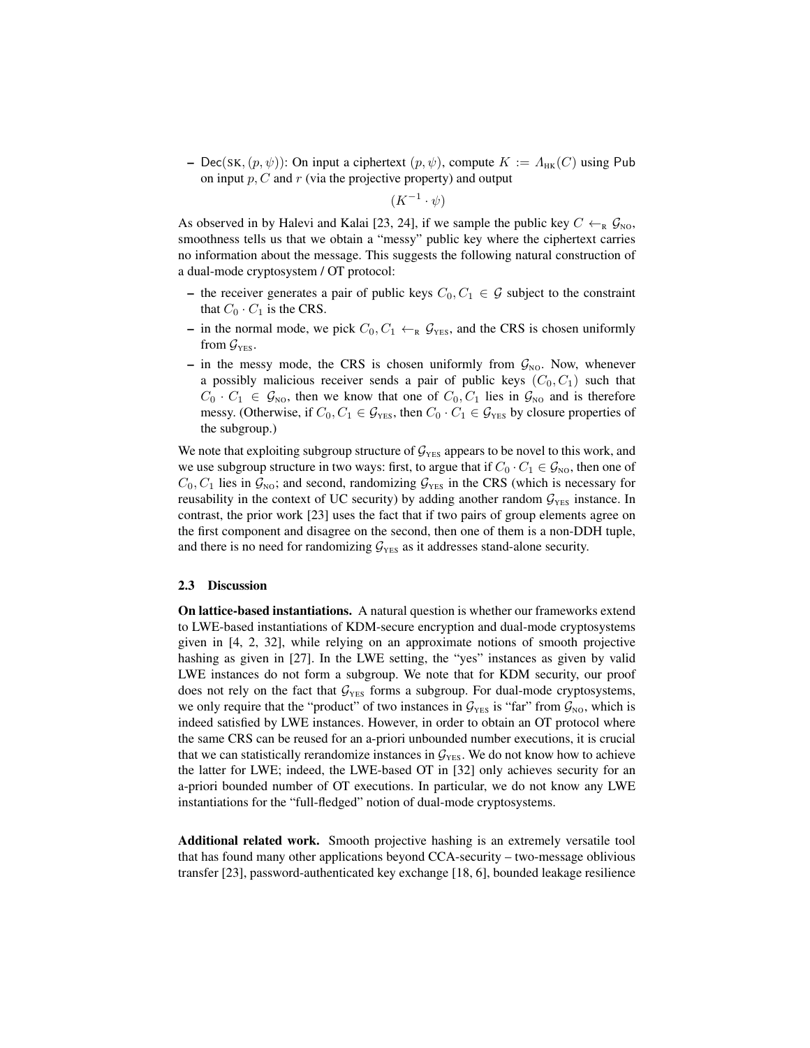– $\mathsf{Dec}(\textsc{sk}, (p, \psi))$: On input a ciphertext $(p, \psi)$, compute $K := \Lambda_{\textsc{hk}}(C)$ using $\mathsf{Pub}$ on input $p, C$ and $r$ (via the projective property) and output

$$(K^{-1} \cdot \psi)$$

As observed in by Halevi and Kalai [23, 24], if we sample the public key $C \leftarrow_{\mathrm{R}} \mathcal{G}_{\mathrm{NO}}$, smoothness tells us that we obtain a "messy" public key where the ciphertext carries no information about the message. This suggests the following natural construction of a dual-mode cryptosystem / OT protocol:

– the receiver generates a pair of public keys $C_0, C_1 \in \mathcal{G}$ subject to the constraint that $C_0 \cdot C_1$ is the CRS.
– in the normal mode, we pick $C_0, C_1 \leftarrow_{\mathrm{R}} \mathcal{G}_{\mathrm{YES}}$, and the CRS is chosen uniformly from $\mathcal{G}_{\mathrm{YES}}$.
– in the messy mode, the CRS is chosen uniformly from $\mathcal{G}_{\mathrm{NO}}$. Now, whenever a possibly malicious receiver sends a pair of public keys $(C_0, C_1)$ such that $C_0 \cdot C_1 \in \mathcal{G}_{\mathrm{NO}}$, then we know that one of $C_0, C_1$ lies in $\mathcal{G}_{\mathrm{NO}}$ and is therefore messy. (Otherwise, if $C_0, C_1 \in \mathcal{G}_{\mathrm{YES}}$, then $C_0 \cdot C_1 \in \mathcal{G}_{\mathrm{YES}}$ by closure properties of the subgroup.)

We note that exploiting subgroup structure of $\mathcal{G}_{\mathrm{YES}}$ appears to be novel to this work, and we use subgroup structure in two ways: first, to argue that if $C_0 \cdot C_1 \in \mathcal{G}_{\mathrm{NO}}$, then one of $C_0, C_1$ lies in $\mathcal{G}_{\mathrm{NO}}$; and second, randomizing $\mathcal{G}_{\mathrm{YES}}$ in the CRS (which is necessary for reusability in the context of UC security) by adding another random $\mathcal{G}_{\mathrm{YES}}$ instance. In contrast, the prior work [23] uses the fact that if two pairs of group elements agree on the first component and disagree on the second, then one of them is a non-DDH tuple, and there is no need for randomizing $\mathcal{G}_{\mathrm{YES}}$ as it addresses stand-alone security.

### 2.3 Discussion

**On lattice-based instantiations.** A natural question is whether our frameworks extend to LWE-based instantiations of KDM-secure encryption and dual-mode cryptosystems given in [4, 2, 32], while relying on an approximate notions of smooth projective hashing as given in [27]. In the LWE setting, the "yes" instances as given by valid LWE instances do not form a subgroup. We note that for KDM security, our proof does not rely on the fact that $\mathcal{G}_{\mathrm{YES}}$ forms a subgroup. For dual-mode cryptosystems, we only require that the "product" of two instances in $\mathcal{G}_{\mathrm{YES}}$ is "far" from $\mathcal{G}_{\mathrm{NO}}$, which is indeed satisfied by LWE instances. However, in order to obtain an OT protocol where the same CRS can be reused for an a-priori unbounded number executions, it is crucial that we can statistically rerandomize instances in $\mathcal{G}_{\mathrm{YES}}$. We do not know how to achieve the latter for LWE; indeed, the LWE-based OT in [32] only achieves security for an a-priori bounded number of OT executions. In particular, we do not know any LWE instantiations for the "full-fledged" notion of dual-mode cryptosystems.

**Additional related work.** Smooth projective hashing is an extremely versatile tool that has found many other applications beyond CCA-security – two-message oblivious transfer [23], password-authenticated key exchange [18, 6], bounded leakage resilience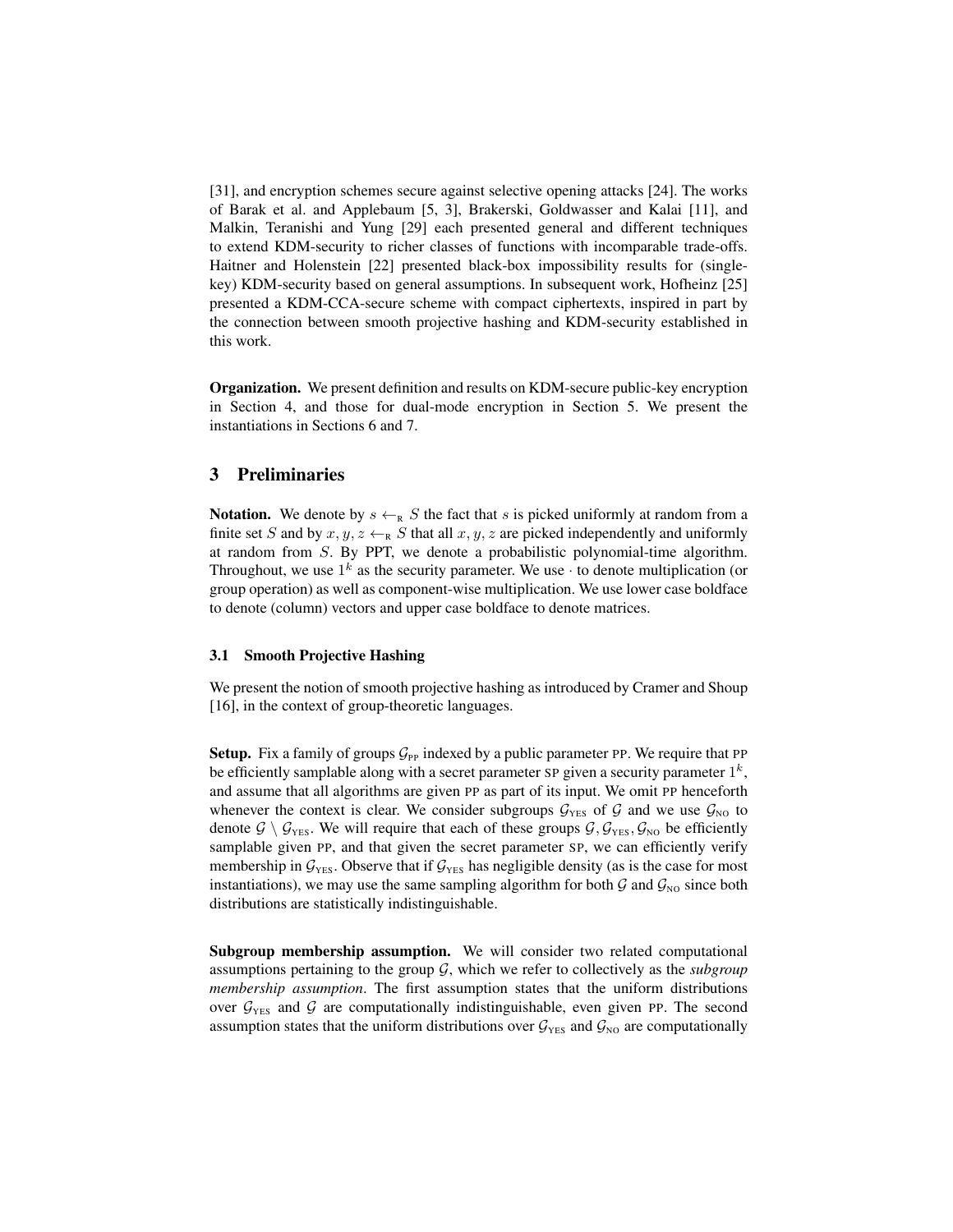[31], and encryption schemes secure against selective opening attacks [24]. The works of Barak et al. and Applebaum [5, 3], Brakerski, Goldwasser and Kalai [11], and Malkin, Teranishi and Yung [29] each presented general and different techniques to extend KDM-security to richer classes of functions with incomparable trade-offs. Haitner and Holenstein [22] presented black-box impossibility results for (single-key) KDM-security based on general assumptions. In subsequent work, Hofheinz [25] presented a KDM-CCA-secure scheme with compact ciphertexts, inspired in part by the connection between smooth projective hashing and KDM-security established in this work.

**Organization.** We present definition and results on KDM-secure public-key encryption in Section 4, and those for dual-mode encryption in Section 5. We present the instantiations in Sections 6 and 7.

## 3 Preliminaries

**Notation.** We denote by $s \leftarrow_{\mathrm{R}} S$ the fact that $s$ is picked uniformly at random from a finite set $S$ and by $x, y, z \leftarrow_{\mathrm{R}} S$ that all $x, y, z$ are picked independently and uniformly at random from $S$. By PPT, we denote a probabilistic polynomial-time algorithm. Throughout, we use $1^k$ as the security parameter. We use $\cdot$ to denote multiplication (or group operation) as well as component-wise multiplication. We use lower case boldface to denote (column) vectors and upper case boldface to denote matrices.

### 3.1 Smooth Projective Hashing

We present the notion of smooth projective hashing as introduced by Cramer and Shoup [16], in the context of group-theoretic languages.

**Setup.** Fix a family of groups $\mathcal{G}_{\mathrm{PP}}$ indexed by a public parameter PP. We require that PP be efficiently samplable along with a secret parameter SP given a security parameter $1^k$, and assume that all algorithms are given PP as part of its input. We omit PP henceforth whenever the context is clear. We consider subgroups $\mathcal{G}_{\mathrm{YES}}$ of $\mathcal{G}$ and we use $\mathcal{G}_{\mathrm{NO}}$ to denote $\mathcal{G} \setminus \mathcal{G}_{\mathrm{YES}}$. We will require that each of these groups $\mathcal{G}, \mathcal{G}_{\mathrm{YES}}, \mathcal{G}_{\mathrm{NO}}$ be efficiently samplable given PP, and that given the secret parameter SP, we can efficiently verify membership in $\mathcal{G}_{\mathrm{YES}}$. Observe that if $\mathcal{G}_{\mathrm{YES}}$ has negligible density (as is the case for most instantiations), we may use the same sampling algorithm for both $\mathcal{G}$ and $\mathcal{G}_{\mathrm{NO}}$ since both distributions are statistically indistinguishable.

**Subgroup membership assumption.** We will consider two related computational assumptions pertaining to the group $\mathcal{G}$, which we refer to collectively as the *subgroup membership assumption*. The first assumption states that the uniform distributions over $\mathcal{G}_{\mathrm{YES}}$ and $\mathcal{G}$ are computationally indistinguishable, even given PP. The second assumption states that the uniform distributions over $\mathcal{G}_{\mathrm{YES}}$ and $\mathcal{G}_{\mathrm{NO}}$ are computationally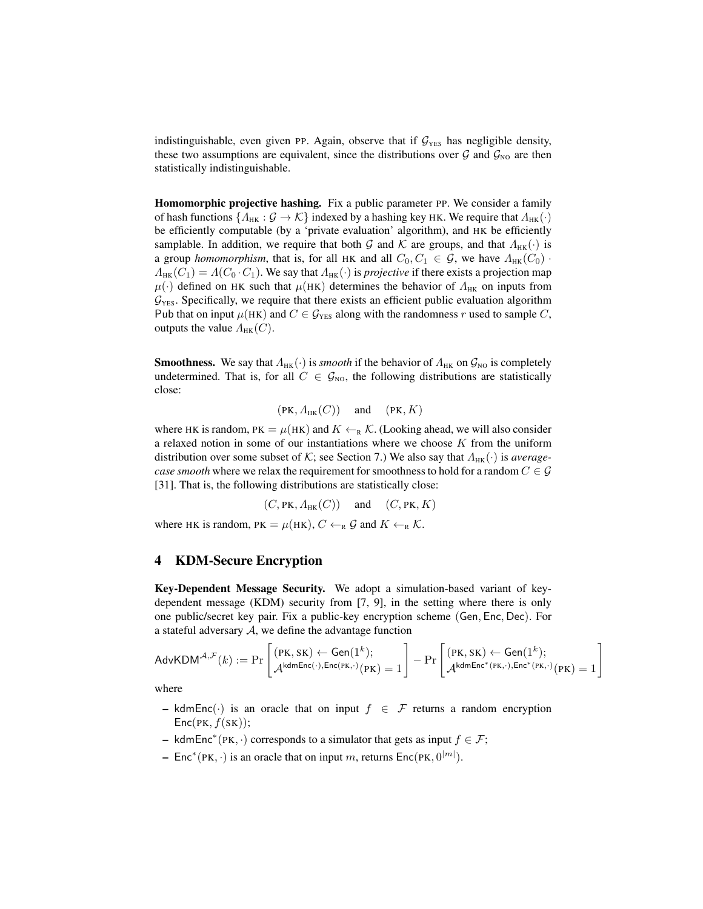indistinguishable, even given PP. Again, observe that if $\mathcal{G}_{\text{YES}}$ has negligible density, these two assumptions are equivalent, since the distributions over $\mathcal{G}$ and $\mathcal{G}_{\text{NO}}$ are then statistically indistinguishable.

**Homomorphic projective hashing.** Fix a public parameter PP. We consider a family of hash functions $\{\Lambda_{\text{HK}} : \mathcal{G} \to \mathcal{K}\}$ indexed by a hashing key HK. We require that $\Lambda_{\text{HK}}(\cdot)$ be efficiently computable (by a 'private evaluation' algorithm), and HK be efficiently samplable. In addition, we require that both $\mathcal{G}$ and $\mathcal{K}$ are groups, and that $\Lambda_{\text{HK}}(\cdot)$ is a group *homomorphism*, that is, for all HK and all $C_0, C_1 \in \mathcal{G}$, we have $\Lambda_{\text{HK}}(C_0) \cdot \Lambda_{\text{HK}}(C_1) = \Lambda(C_0 \cdot C_1)$. We say that $\Lambda_{\text{HK}}(\cdot)$ is *projective* if there exists a projection map $\mu(\cdot)$ defined on HK such that $\mu(\text{HK})$ determines the behavior of $\Lambda_{\text{HK}}$ on inputs from $\mathcal{G}_{\text{YES}}$. Specifically, we require that there exists an efficient public evaluation algorithm Pub that on input $\mu(\text{HK})$ and $C \in \mathcal{G}_{\text{YES}}$ along with the randomness $r$ used to sample $C$, outputs the value $\Lambda_{\text{HK}}(C)$.

**Smoothness.** We say that $\Lambda_{\text{HK}}(\cdot)$ is *smooth* if the behavior of $\Lambda_{\text{HK}}$ on $\mathcal{G}_{\text{NO}}$ is completely undetermined. That is, for all $C \in \mathcal{G}_{\text{NO}}$, the following distributions are statistically close:

$$(\text{PK}, \Lambda_{\text{HK}}(C)) \quad \text{and} \quad (\text{PK}, K)$$

where HK is random, $\text{PK} = \mu(\text{HK})$ and $K \leftarrow_{\text{R}} \mathcal{K}$. (Looking ahead, we will also consider a relaxed notion in some of our instantiations where we choose $K$ from the uniform distribution over some subset of $\mathcal{K}$; see Section 7.) We also say that $\Lambda_{\text{HK}}(\cdot)$ is *average-case smooth* where we relax the requirement for smoothness to hold for a random $C \in \mathcal{G}$ [31]. That is, the following distributions are statistically close:

$$(C, \text{PK}, \Lambda_{\text{HK}}(C)) \quad \text{and} \quad (C, \text{PK}, K)$$

where HK is random, $\text{PK} = \mu(\text{HK})$, $C \leftarrow_{\text{R}} \mathcal{G}$ and $K \leftarrow_{\text{R}} \mathcal{K}$.

## 4 KDM-Secure Encryption

**Key-Dependent Message Security.** We adopt a simulation-based variant of key-dependent message (KDM) security from [7, 9], in the setting where there is only one public/secret key pair. Fix a public-key encryption scheme (Gen, Enc, Dec). For a stateful adversary $\mathcal{A}$, we define the advantage function

$$\mathsf{AdvKDM}^{\mathcal{A},\mathcal{F}}(k) := \Pr\left[\begin{matrix}(\text{PK}, \text{SK}) \leftarrow \mathsf{Gen}(1^k); \\ \mathcal{A}^{\mathsf{kdmEnc}(\cdot),\mathsf{Enc}(\text{PK},\cdot)}(\text{PK}) = 1\end{matrix}\right] - \Pr\left[\begin{matrix}(\text{PK}, \text{SK}) \leftarrow \mathsf{Gen}(1^k); \\ \mathcal{A}^{\mathsf{kdmEnc}^*(\text{PK},\cdot),\mathsf{Enc}^*(\text{PK},\cdot)}(\text{PK}) = 1\end{matrix}\right]$$

where

- $\mathsf{kdmEnc}(\cdot)$ is an oracle that on input $f \in \mathcal{F}$ returns a random encryption $\mathsf{Enc}(\text{PK}, f(\text{SK}))$;
- $\mathsf{kdmEnc}^*(\text{PK}, \cdot)$ corresponds to a simulator that gets as input $f \in \mathcal{F}$;
- $\mathsf{Enc}^*(\text{PK}, \cdot)$ is an oracle that on input $m$, returns $\mathsf{Enc}(\text{PK}, 0^{|m|})$.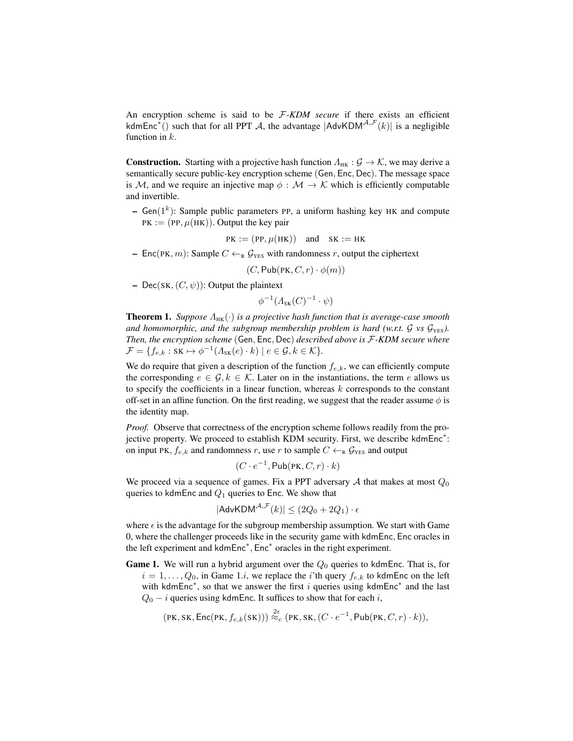An encryption scheme is said to be $\mathcal{F}$*-KDM secure* if there exists an efficient $\mathsf{kdmEnc}^*()$ such that for all PPT $\mathcal{A}$, the advantage $|\mathsf{AdvKDM}^{\mathcal{A},\mathcal{F}}(k)|$ is a negligible function in $k$.

**Construction.** Starting with a projective hash function $\Lambda_{\text{HK}} : \mathcal{G} \rightarrow \mathcal{K}$, we may derive a semantically secure public-key encryption scheme $(\mathsf{Gen}, \mathsf{Enc}, \mathsf{Dec})$. The message space is $\mathcal{M}$, and we require an injective map $\phi : \mathcal{M} \rightarrow \mathcal{K}$ which is efficiently computable and invertible.

- $\mathsf{Gen}(1^k)$: Sample public parameters PP, a uniform hashing key HK and compute $\text{PK} := (\text{PP}, \mu(\text{HK}))$. Output the key pair
$$\text{PK} := (\text{PP}, \mu(\text{HK})) \quad \text{and} \quad \text{SK} := \text{HK}$$
- $\mathsf{Enc}(\text{PK}, m)$: Sample $C \leftarrow_{\text{R}} \mathcal{G}_{\text{YES}}$ with randomness $r$, output the ciphertext
$$(C, \mathsf{Pub}(\text{PK}, C, r) \cdot \phi(m))$$
- $\mathsf{Dec}(\text{SK}, (C, \psi))$: Output the plaintext
$$\phi^{-1}(\Lambda_{\text{SK}}(C)^{-1} \cdot \psi)$$

**Theorem 1.** *Suppose $\Lambda_{\text{HK}}(\cdot)$ is a projective hash function that is average-case smooth and homomorphic, and the subgroup membership problem is hard (w.r.t. $\mathcal{G}$ vs $\mathcal{G}_{\text{YES}}$). Then, the encryption scheme $(\mathsf{Gen}, \mathsf{Enc}, \mathsf{Dec})$ described above is $\mathcal{F}$-KDM secure where $\mathcal{F} = \{f_{e,k} : \text{SK} \mapsto \phi^{-1}(\Lambda_{\text{SK}}(e) \cdot k) \mid e \in \mathcal{G}, k \in \mathcal{K}\}$.*

We do require that given a description of the function $f_{e,k}$, we can efficiently compute the corresponding $e \in \mathcal{G}, k \in \mathcal{K}$. Later on in the instantiations, the term $e$ allows us to specify the coefficients in a linear function, whereas $k$ corresponds to the constant off-set in an affine function. On the first reading, we suggest that the reader assume $\phi$ is the identity map.

*Proof.* Observe that correctness of the encryption scheme follows readily from the projective property. We proceed to establish KDM security. First, we describe $\mathsf{kdmEnc}^*$: on input PK, $f_{e,k}$ and randomness $r$, use $r$ to sample $C \leftarrow_{\text{R}} \mathcal{G}_{\text{YES}}$ and output
$$(C \cdot e^{-1}, \mathsf{Pub}(\text{PK}, C, r) \cdot k)$$

We proceed via a sequence of games. Fix a PPT adversary $\mathcal{A}$ that makes at most $Q_0$ queries to $\mathsf{kdmEnc}$ and $Q_1$ queries to $\mathsf{Enc}$. We show that
$$|\mathsf{AdvKDM}^{\mathcal{A},\mathcal{F}}(k)| \leq (2Q_0 + 2Q_1) \cdot \epsilon$$
where $\epsilon$ is the advantage for the subgroup membership assumption. We start with Game 0, where the challenger proceeds like in the security game with $\mathsf{kdmEnc}, \mathsf{Enc}$ oracles in the left experiment and $\mathsf{kdmEnc}^*, \mathsf{Enc}^*$ oracles in the right experiment.

**Game 1.** We will run a hybrid argument over the $Q_0$ queries to $\mathsf{kdmEnc}$. That is, for $i = 1, \ldots, Q_0$, in Game 1.$i$, we replace the $i$'th query $f_{e,k}$ to $\mathsf{kdmEnc}$ on the left with $\mathsf{kdmEnc}^*$, so that we answer the first $i$ queries using $\mathsf{kdmEnc}^*$ and the last $Q_0 - i$ queries using $\mathsf{kdmEnc}$. It suffices to show that for each $i$,
$$(\text{PK}, \text{SK}, \mathsf{Enc}(\text{PK}, f_{e,k}(\text{SK}))) \stackrel{2\epsilon}{\approx}_c (\text{PK}, \text{SK}, (C \cdot e^{-1}, \mathsf{Pub}(\text{PK}, C, r) \cdot k)),$$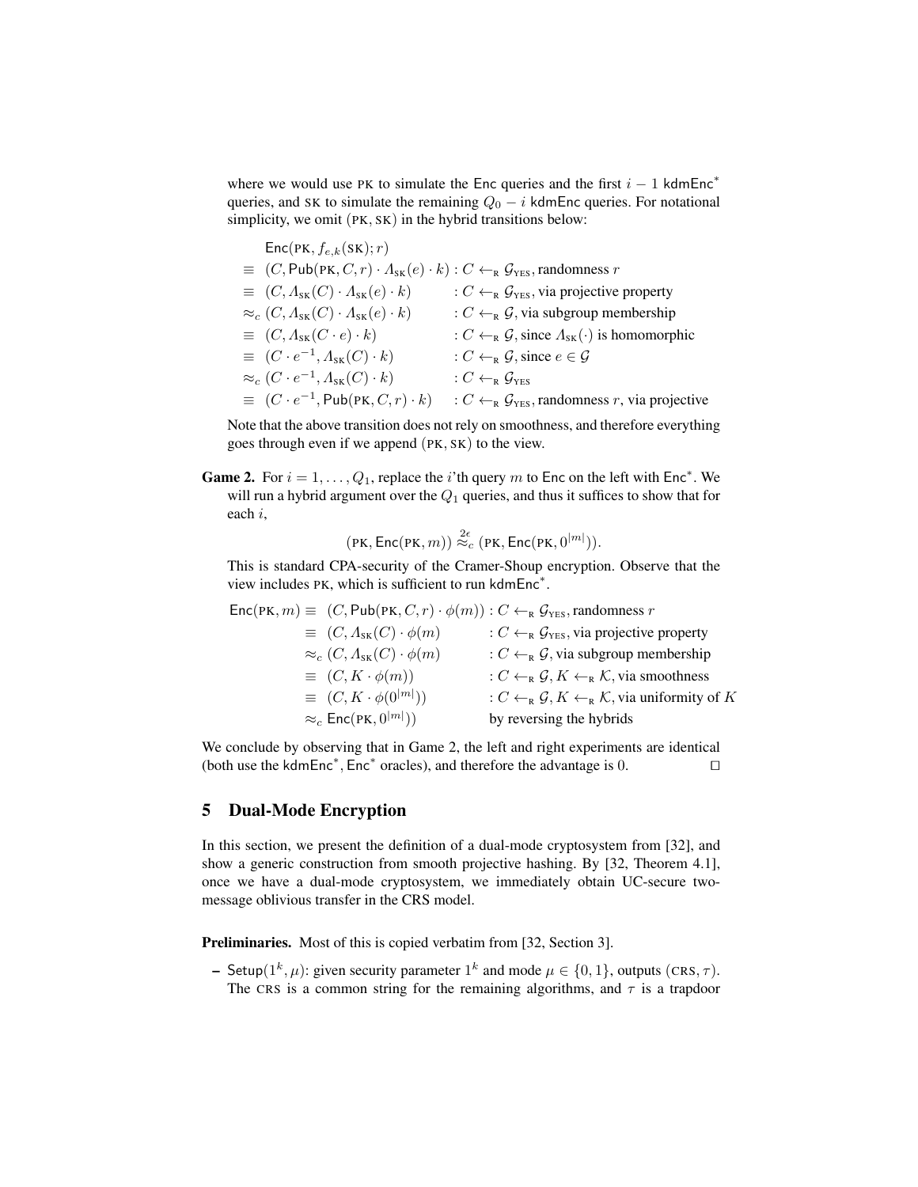where we would use PK to simulate the Enc queries and the first $i-1$ kdmEnc$^*$ queries, and SK to simulate the remaining $Q_0 - i$ kdmEnc queries. For notational simplicity, we omit (PK, SK) in the hybrid transitions below:

$$
\begin{aligned}
&\mathsf{Enc}(\text{PK}, f_{e,k}(\text{SK}); r) \\
\equiv\ & (C, \mathsf{Pub}(\text{PK}, C, r) \cdot \Lambda_{\text{SK}}(e) \cdot k) && : C \leftarrow_{\text{R}} \mathcal{G}_{\text{YES}}, \text{randomness } r \\
\equiv\ & (C, \Lambda_{\text{SK}}(C) \cdot \Lambda_{\text{SK}}(e) \cdot k) && : C \leftarrow_{\text{R}} \mathcal{G}_{\text{YES}}, \text{via projective property} \\
\approx_c\ & (C, \Lambda_{\text{SK}}(C) \cdot \Lambda_{\text{SK}}(e) \cdot k) && : C \leftarrow_{\text{R}} \mathcal{G}, \text{via subgroup membership} \\
\equiv\ & (C, \Lambda_{\text{SK}}(C \cdot e) \cdot k) && : C \leftarrow_{\text{R}} \mathcal{G}, \text{since } \Lambda_{\text{SK}}(\cdot) \text{ is homomorphic} \\
\equiv\ & (C \cdot e^{-1}, \Lambda_{\text{SK}}(C) \cdot k) && : C \leftarrow_{\text{R}} \mathcal{G}, \text{since } e \in \mathcal{G} \\
\approx_c\ & (C \cdot e^{-1}, \Lambda_{\text{SK}}(C) \cdot k) && : C \leftarrow_{\text{R}} \mathcal{G}_{\text{YES}} \\
\equiv\ & (C \cdot e^{-1}, \mathsf{Pub}(\text{PK}, C, r) \cdot k) && : C \leftarrow_{\text{R}} \mathcal{G}_{\text{YES}}, \text{randomness } r, \text{via projective}
\end{aligned}
$$

Note that the above transition does not rely on smoothness, and therefore everything goes through even if we append (PK, SK) to the view.

**Game 2.** For $i = 1, \ldots, Q_1$, replace the $i$'th query $m$ to Enc on the left with Enc$^*$. We will run a hybrid argument over the $Q_1$ queries, and thus it suffices to show that for each $i$,

$$(\text{PK}, \mathsf{Enc}(\text{PK}, m)) \overset{2\epsilon}{\approx_c} (\text{PK}, \mathsf{Enc}(\text{PK}, 0^{|m|})).$$

This is standard CPA-security of the Cramer-Shoup encryption. Observe that the view includes PK, which is sufficient to run kdmEnc$^*$.

$$
\begin{aligned}
\mathsf{Enc}(\text{PK}, m) \equiv\ & (C, \mathsf{Pub}(\text{PK}, C, r) \cdot \phi(m)) && : C \leftarrow_{\text{R}} \mathcal{G}_{\text{YES}}, \text{randomness } r \\
\equiv\ & (C, \Lambda_{\text{SK}}(C) \cdot \phi(m) && : C \leftarrow_{\text{R}} \mathcal{G}_{\text{YES}}, \text{via projective property} \\
\approx_c\ & (C, \Lambda_{\text{SK}}(C) \cdot \phi(m) && : C \leftarrow_{\text{R}} \mathcal{G}, \text{via subgroup membership} \\
\equiv\ & (C, K \cdot \phi(m)) && : C \leftarrow_{\text{R}} \mathcal{G}, K \leftarrow_{\text{R}} \mathcal{K}, \text{via smoothness} \\
\equiv\ & (C, K \cdot \phi(0^{|m|})) && : C \leftarrow_{\text{R}} \mathcal{G}, K \leftarrow_{\text{R}} \mathcal{K}, \text{via uniformity of } K \\
\approx_c\ & \mathsf{Enc}(\text{PK}, 0^{|m|})) && \text{by reversing the hybrids}
\end{aligned}
$$

We conclude by observing that in Game 2, the left and right experiments are identical (both use the kdmEnc$^*$, Enc$^*$ oracles), and therefore the advantage is 0. □

## 5 Dual-Mode Encryption

In this section, we present the definition of a dual-mode cryptosystem from [32], and show a generic construction from smooth projective hashing. By [32, Theorem 4.1], once we have a dual-mode cryptosystem, we immediately obtain UC-secure two-message oblivious transfer in the CRS model.

**Preliminaries.** Most of this is copied verbatim from [32, Section 3].

– Setup$(1^k, \mu)$: given security parameter $1^k$ and mode $\mu \in \{0, 1\}$, outputs (CRS, $\tau$). The CRS is a common string for the remaining algorithms, and $\tau$ is a trapdoor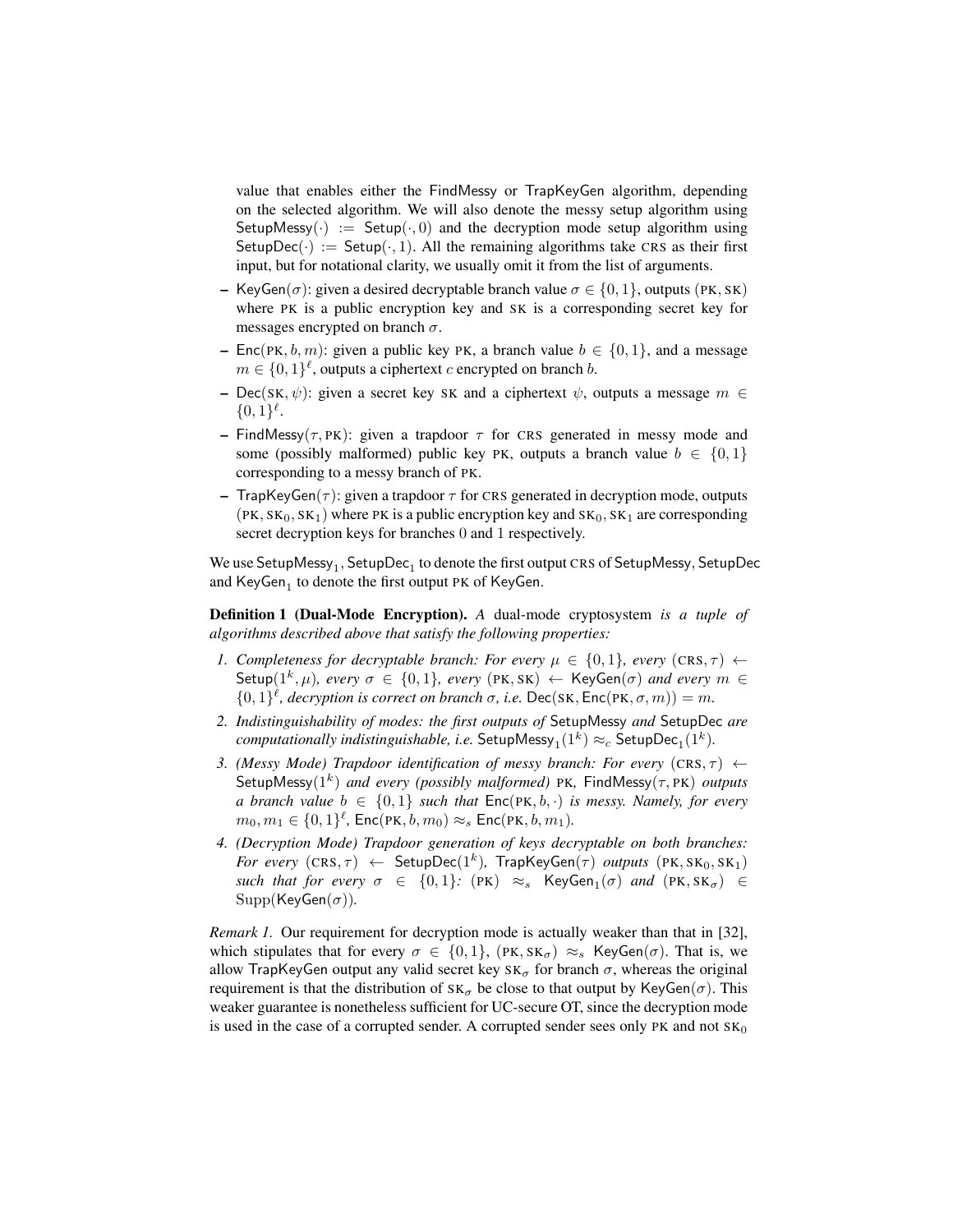value that enables either the FindMessy or TrapKeyGen algorithm, depending on the selected algorithm. We will also denote the messy setup algorithm using $\mathsf{SetupMessy}(\cdot) := \mathsf{Setup}(\cdot, 0)$ and the decryption mode setup algorithm using $\mathsf{SetupDec}(\cdot) := \mathsf{Setup}(\cdot, 1)$. All the remaining algorithms take CRS as their first input, but for notational clarity, we usually omit it from the list of arguments.

- $\mathsf{KeyGen}(\sigma)$: given a desired decryptable branch value $\sigma \in \{0, 1\}$, outputs $(\text{PK}, \text{SK})$ where PK is a public encryption key and SK is a corresponding secret key for messages encrypted on branch $\sigma$.
- $\mathsf{Enc}(\text{PK}, b, m)$: given a public key PK, a branch value $b \in \{0, 1\}$, and a message $m \in \{0, 1\}^\ell$, outputs a ciphertext $c$ encrypted on branch $b$.
- $\mathsf{Dec}(\text{SK}, \psi)$: given a secret key SK and a ciphertext $\psi$, outputs a message $m \in \{0, 1\}^\ell$.
- $\mathsf{FindMessy}(\tau, \text{PK})$: given a trapdoor $\tau$ for CRS generated in messy mode and some (possibly malformed) public key PK, outputs a branch value $b \in \{0, 1\}$ corresponding to a messy branch of PK.
- $\mathsf{TrapKeyGen}(\tau)$: given a trapdoor $\tau$ for CRS generated in decryption mode, outputs $(\text{PK}, \text{SK}_0, \text{SK}_1)$ where PK is a public encryption key and $\text{SK}_0, \text{SK}_1$ are corresponding secret decryption keys for branches 0 and 1 respectively.

We use $\mathsf{SetupMessy}_1, \mathsf{SetupDec}_1$ to denote the first output CRS of SetupMessy, SetupDec and $\mathsf{KeyGen}_1$ to denote the first output PK of KeyGen.

**Definition 1 (Dual-Mode Encryption).** *A* dual-mode cryptosystem *is a tuple of algorithms described above that satisfy the following properties:*

1. *Completeness for decryptable branch: For every $\mu \in \{0, 1\}$, every $(\text{CRS}, \tau) \leftarrow \mathsf{Setup}(1^k, \mu)$, every $\sigma \in \{0, 1\}$, every $(\text{PK}, \text{SK}) \leftarrow \mathsf{KeyGen}(\sigma)$ and every $m \in \{0, 1\}^\ell$, decryption is correct on branch $\sigma$, i.e. $\mathsf{Dec}(\text{SK}, \mathsf{Enc}(\text{PK}, \sigma, m)) = m$.*
2. *Indistinguishability of modes: the first outputs of SetupMessy and SetupDec are computationally indistinguishable, i.e. $\mathsf{SetupMessy}_1(1^k) \approx_c \mathsf{SetupDec}_1(1^k)$.*
3. *(Messy Mode) Trapdoor identification of messy branch: For every $(\text{CRS}, \tau) \leftarrow \mathsf{SetupMessy}(1^k)$ and every (possibly malformed) PK, $\mathsf{FindMessy}(\tau, \text{PK})$ outputs a branch value $b \in \{0, 1\}$ such that $\mathsf{Enc}(\text{PK}, b, \cdot)$ is messy. Namely, for every $m_0, m_1 \in \{0, 1\}^\ell$, $\mathsf{Enc}(\text{PK}, b, m_0) \approx_s \mathsf{Enc}(\text{PK}, b, m_1)$.*
4. *(Decryption Mode) Trapdoor generation of keys decryptable on both branches: For every $(\text{CRS}, \tau) \leftarrow \mathsf{SetupDec}(1^k)$, $\mathsf{TrapKeyGen}(\tau)$ outputs $(\text{PK}, \text{SK}_0, \text{SK}_1)$ such that for every $\sigma \in \{0, 1\}$: $(\text{PK}) \approx_s \mathsf{KeyGen}_1(\sigma)$ and $(\text{PK}, \text{SK}_\sigma) \in \mathrm{Supp}(\mathsf{KeyGen}(\sigma))$.*

*Remark 1.* Our requirement for decryption mode is actually weaker than that in [32], which stipulates that for every $\sigma \in \{0, 1\}$, $(\text{PK}, \text{SK}_\sigma) \approx_s \mathsf{KeyGen}(\sigma)$. That is, we allow TrapKeyGen output any valid secret key $\text{SK}_\sigma$ for branch $\sigma$, whereas the original requirement is that the distribution of $\text{SK}_\sigma$ be close to that output by $\mathsf{KeyGen}(\sigma)$. This weaker guarantee is nonetheless sufficient for UC-secure OT, since the decryption mode is used in the case of a corrupted sender. A corrupted sender sees only PK and not $\text{SK}_0$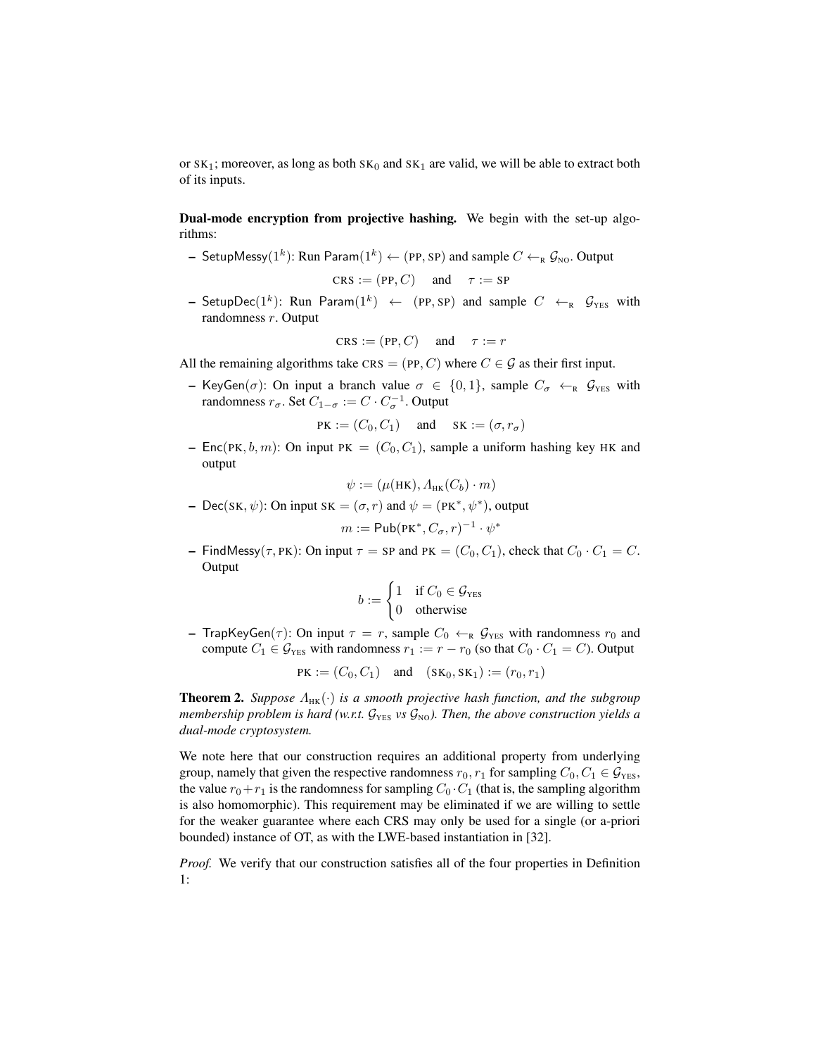or $\text{SK}_1$; moreover, as long as both $\text{SK}_0$ and $\text{SK}_1$ are valid, we will be able to extract both of its inputs.

**Dual-mode encryption from projective hashing.** We begin with the set-up algorithms:

- $\mathsf{SetupMessy}(1^k)$: Run $\mathsf{Param}(1^k) \leftarrow (\text{PP}, \text{SP})$ and sample $C \leftarrow_{\text{R}} \mathcal{G}_{\text{NO}}$. Output

$$\text{CRS} := (\text{PP}, C) \quad \text{and} \quad \tau := \text{SP}$$

- $\mathsf{SetupDec}(1^k)$: Run $\mathsf{Param}(1^k) \leftarrow (\text{PP}, \text{SP})$ and sample $C \leftarrow_{\text{R}} \mathcal{G}_{\text{YES}}$ with randomness $r$. Output

$$\text{CRS} := (\text{PP}, C) \quad \text{and} \quad \tau := r$$

All the remaining algorithms take $\text{CRS} = (\text{PP}, C)$ where $C \in \mathcal{G}$ as their first input.

- $\mathsf{KeyGen}(\sigma)$: On input a branch value $\sigma \in \{0, 1\}$, sample $C_\sigma \leftarrow_{\text{R}} \mathcal{G}_{\text{YES}}$ with randomness $r_\sigma$. Set $C_{1-\sigma} := C \cdot C_\sigma^{-1}$. Output

$$\text{PK} := (C_0, C_1) \quad \text{and} \quad \text{SK} := (\sigma, r_\sigma)$$

- $\mathsf{Enc}(\text{PK}, b, m)$: On input $\text{PK} = (C_0, C_1)$, sample a uniform hashing key HK and output

$$\psi := (\mu(\text{HK}), \Lambda_{\text{HK}}(C_b) \cdot m)$$

- $\mathsf{Dec}(\text{SK}, \psi)$: On input $\text{SK} = (\sigma, r)$ and $\psi = (\text{PK}^*, \psi^*)$, output

$$m := \mathsf{Pub}(\text{PK}^*, C_\sigma, r)^{-1} \cdot \psi^*$$

- $\mathsf{FindMessy}(\tau, \text{PK})$: On input $\tau = \text{SP}$ and $\text{PK} = (C_0, C_1)$, check that $C_0 \cdot C_1 = C$. Output

$$b := \begin{cases} 1 & \text{if } C_0 \in \mathcal{G}_{\text{YES}} \\ 0 & \text{otherwise} \end{cases}$$

- $\mathsf{TrapKeyGen}(\tau)$: On input $\tau = r$, sample $C_0 \leftarrow_{\text{R}} \mathcal{G}_{\text{YES}}$ with randomness $r_0$ and compute $C_1 \in \mathcal{G}_{\text{YES}}$ with randomness $r_1 := r - r_0$ (so that $C_0 \cdot C_1 = C$). Output

$$\text{PK} := (C_0, C_1) \quad \text{and} \quad (\text{SK}_0, \text{SK}_1) := (r_0, r_1)$$

**Theorem 2.** *Suppose $\Lambda_{\text{HK}}(\cdot)$ is a smooth projective hash function, and the subgroup membership problem is hard (w.r.t. $\mathcal{G}_{\text{YES}}$ vs $\mathcal{G}_{\text{NO}}$). Then, the above construction yields a dual-mode cryptosystem.*

We note here that our construction requires an additional property from underlying group, namely that given the respective randomness $r_0, r_1$ for sampling $C_0, C_1 \in \mathcal{G}_{\text{YES}}$, the value $r_0 + r_1$ is the randomness for sampling $C_0 \cdot C_1$ (that is, the sampling algorithm is also homomorphic). This requirement may be eliminated if we are willing to settle for the weaker guarantee where each CRS may only be used for a single (or a-priori bounded) instance of OT, as with the LWE-based instantiation in [32].

*Proof.* We verify that our construction satisfies all of the four properties in Definition 1: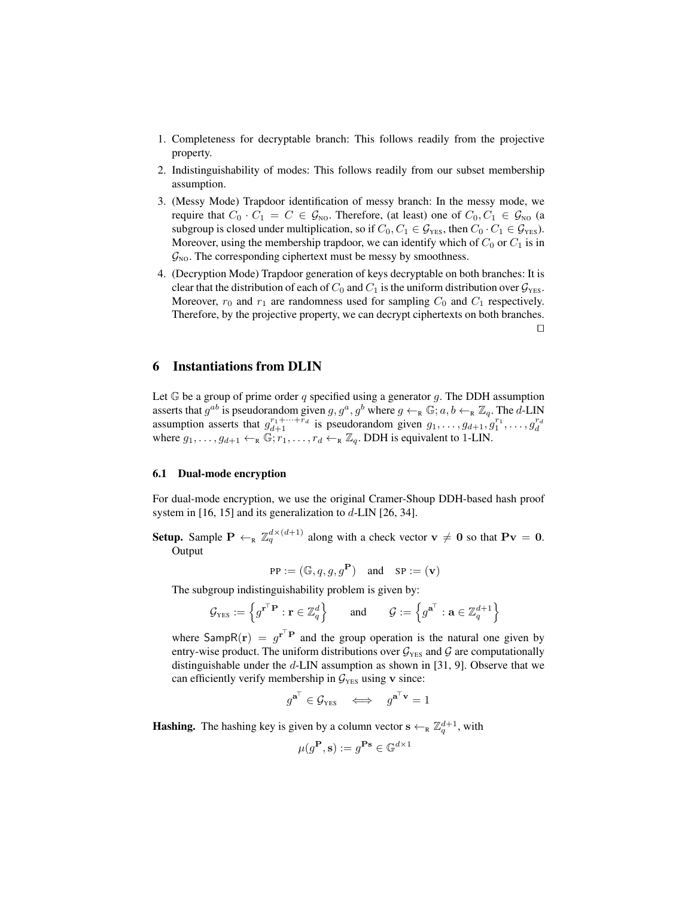1. Completeness for decryptable branch: This follows readily from the projective property.
2. Indistinguishability of modes: This follows readily from our subset membership assumption.
3. (Messy Mode) Trapdoor identification of messy branch: In the messy mode, we require that $C_0 \cdot C_1 = C \in \mathcal{G}_{\text{NO}}$. Therefore, (at least) one of $C_0, C_1 \in \mathcal{G}_{\text{NO}}$ (a subgroup is closed under multiplication, so if $C_0, C_1 \in \mathcal{G}_{\text{YES}}$, then $C_0 \cdot C_1 \in \mathcal{G}_{\text{YES}}$). Moreover, using the membership trapdoor, we can identify which of $C_0$ or $C_1$ is in $\mathcal{G}_{\text{NO}}$. The corresponding ciphertext must be messy by smoothness.
4. (Decryption Mode) Trapdoor generation of keys decryptable on both branches: It is clear that the distribution of each of $C_0$ and $C_1$ is the uniform distribution over $\mathcal{G}_{\text{YES}}$. Moreover, $r_0$ and $r_1$ are randomness used for sampling $C_0$ and $C_1$ respectively. Therefore, by the projective property, we can decrypt ciphertexts on both branches.

□

## 6 Instantiations from DLIN

Let $\mathbb{G}$ be a group of prime order $q$ specified using a generator $g$. The DDH assumption asserts that $g^{ab}$ is pseudorandom given $g, g^a, g^b$ where $g \leftarrow_{\text{R}} \mathbb{G}; a, b \leftarrow_{\text{R}} \mathbb{Z}_q$. The $d$-LIN assumption asserts that $g_{d+1}^{r_1+\cdots+r_d}$ is pseudorandom given $g_1, \ldots, g_{d+1}, g_1^{r_1}, \ldots, g_d^{r_d}$ where $g_1, \ldots, g_{d+1} \leftarrow_{\text{R}} \mathbb{G}; r_1, \ldots, r_d \leftarrow_{\text{R}} \mathbb{Z}_q$. DDH is equivalent to 1-LIN.

### 6.1 Dual-mode encryption

For dual-mode encryption, we use the original Cramer-Shoup DDH-based hash proof system in [16, 15] and its generalization to $d$-LIN [26, 34].

**Setup.** Sample $\mathbf{P} \leftarrow_{\text{R}} \mathbb{Z}_q^{d \times (d+1)}$ along with a check vector $\mathbf{v} \neq \mathbf{0}$ so that $\mathbf{P}\mathbf{v} = \mathbf{0}$. Output

$$\text{PP} := (\mathbb{G}, q, g, g^{\mathbf{P}}) \quad \text{and} \quad \text{SP} := (\mathbf{v})$$

The subgroup indistinguishability problem is given by:

$$\mathcal{G}_{\text{YES}} := \left\{ g^{\mathbf{r}^\top \mathbf{P}} : \mathbf{r} \in \mathbb{Z}_q^d \right\} \qquad \text{and} \qquad \mathcal{G} := \left\{ g^{\mathbf{a}^\top} : \mathbf{a} \in \mathbb{Z}_q^{d+1} \right\}$$

where $\mathsf{SampR}(\mathbf{r}) = g^{\mathbf{r}^\top \mathbf{P}}$ and the group operation is the natural one given by entry-wise product. The uniform distributions over $\mathcal{G}_{\text{YES}}$ and $\mathcal{G}$ are computationally distinguishable under the $d$-LIN assumption as shown in [31, 9]. Observe that we can efficiently verify membership in $\mathcal{G}_{\text{YES}}$ using $\mathbf{v}$ since:

$$g^{\mathbf{a}^\top} \in \mathcal{G}_{\text{YES}} \iff g^{\mathbf{a}^\top \mathbf{v}} = 1$$

**Hashing.** The hashing key is given by a column vector $\mathbf{s} \leftarrow_{\text{R}} \mathbb{Z}_q^{d+1}$, with

$$\mu(g^{\mathbf{P}}, \mathbf{s}) := g^{\mathbf{P}\mathbf{s}} \in \mathbb{G}^{d \times 1}$$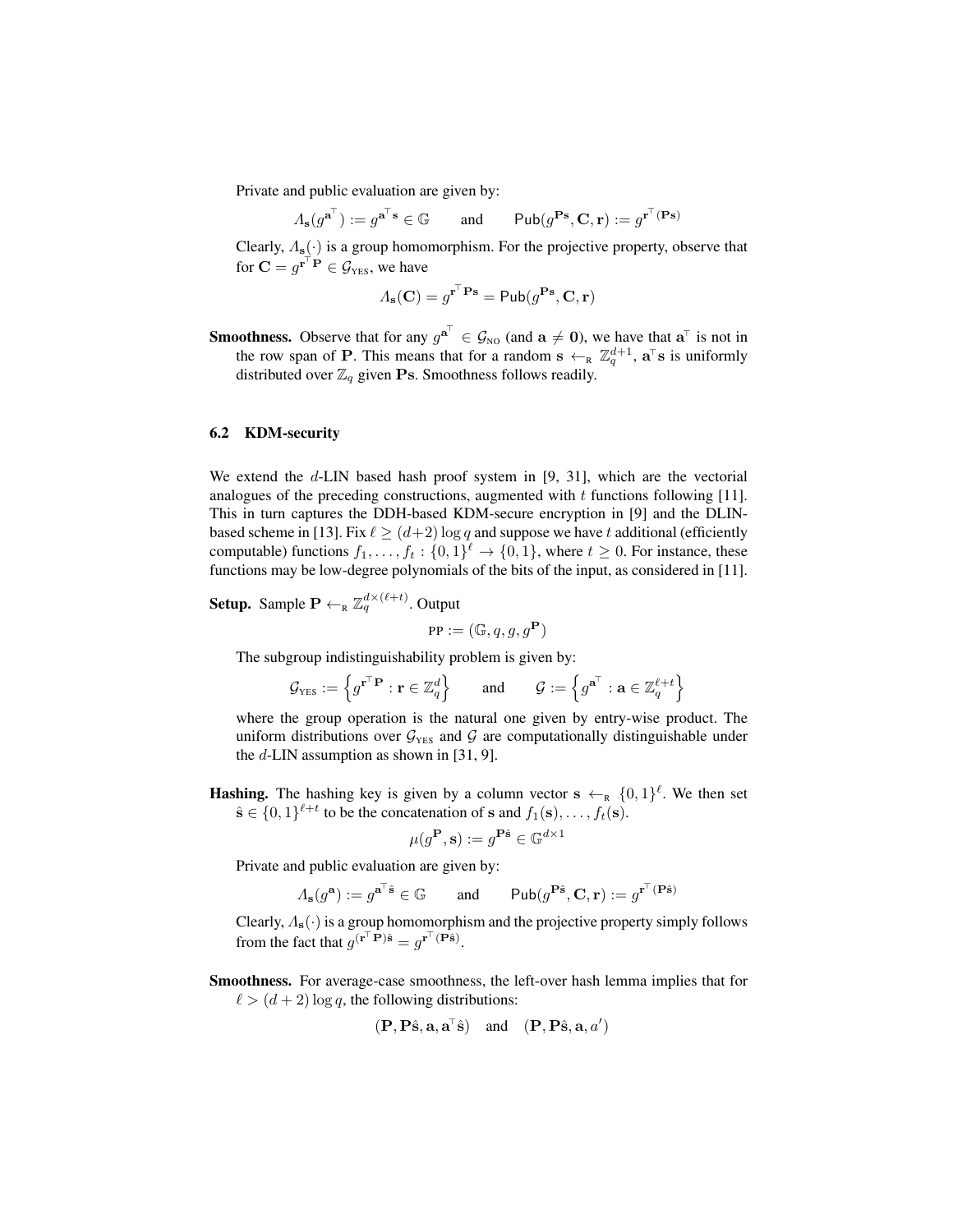Private and public evaluation are given by:

$$\Lambda_{\mathbf{s}}(g^{\mathbf{a}^\top}) := g^{\mathbf{a}^\top \mathbf{s}} \in \mathbb{G} \qquad \text{and} \qquad \mathsf{Pub}(g^{\mathbf{Ps}}, \mathbf{C}, \mathbf{r}) := g^{\mathbf{r}^\top(\mathbf{Ps})}$$

Clearly, $\Lambda_{\mathbf{s}}(\cdot)$ is a group homomorphism. For the projective property, observe that for $\mathbf{C} = g^{\mathbf{r}^\top \mathbf{P}} \in \mathcal{G}_{\text{YES}}$, we have

$$\Lambda_{\mathbf{s}}(\mathbf{C}) = g^{\mathbf{r}^\top \mathbf{Ps}} = \mathsf{Pub}(g^{\mathbf{Ps}}, \mathbf{C}, \mathbf{r})$$

**Smoothness.** Observe that for any $g^{\mathbf{a}^\top} \in \mathcal{G}_{\text{NO}}$ (and $\mathbf{a} \neq \mathbf{0}$), we have that $\mathbf{a}^\top$ is not in the row span of $\mathbf{P}$. This means that for a random $\mathbf{s} \leftarrow_{\text{R}} \mathbb{Z}_q^{d+1}$, $\mathbf{a}^\top \mathbf{s}$ is uniformly distributed over $\mathbb{Z}_q$ given $\mathbf{Ps}$. Smoothness follows readily.

### 6.2 KDM-security

We extend the $d$-LIN based hash proof system in [9, 31], which are the vectorial analogues of the preceding constructions, augmented with $t$ functions following [11]. This in turn captures the DDH-based KDM-secure encryption in [9] and the DLIN-based scheme in [13]. Fix $\ell \geq (d+2)\log q$ and suppose we have $t$ additional (efficiently computable) functions $f_1, \ldots, f_t : \{0,1\}^\ell \to \{0,1\}$, where $t \geq 0$. For instance, these functions may be low-degree polynomials of the bits of the input, as considered in [11].

**Setup.** Sample $\mathbf{P} \leftarrow_{\text{R}} \mathbb{Z}_q^{d \times (\ell+t)}$. Output

$$\text{PP} := (\mathbb{G}, q, g, g^{\mathbf{P}})$$

The subgroup indistinguishability problem is given by:

$$\mathcal{G}_{\text{YES}} := \left\{ g^{\mathbf{r}^\top \mathbf{P}} : \mathbf{r} \in \mathbb{Z}_q^d \right\} \qquad \text{and} \qquad \mathcal{G} := \left\{ g^{\mathbf{a}^\top} : \mathbf{a} \in \mathbb{Z}_q^{\ell+t} \right\}$$

where the group operation is the natural one given by entry-wise product. The uniform distributions over $\mathcal{G}_{\text{YES}}$ and $\mathcal{G}$ are computationally distinguishable under the $d$-LIN assumption as shown in [31, 9].

**Hashing.** The hashing key is given by a column vector $\mathbf{s} \leftarrow_{\text{R}} \{0,1\}^\ell$. We then set $\hat{\mathbf{s}} \in \{0,1\}^{\ell+t}$ to be the concatenation of $\mathbf{s}$ and $f_1(\mathbf{s}), \ldots, f_t(\mathbf{s})$.

$$\mu(g^{\mathbf{P}}, \mathbf{s}) := g^{\mathbf{P}\hat{\mathbf{s}}} \in \mathbb{G}^{d \times 1}$$

Private and public evaluation are given by:

$$\Lambda_{\mathbf{s}}(g^{\mathbf{a}}) := g^{\mathbf{a}^\top \hat{\mathbf{s}}} \in \mathbb{G} \qquad \text{and} \qquad \mathsf{Pub}(g^{\mathbf{P}\hat{\mathbf{s}}}, \mathbf{C}, \mathbf{r}) := g^{\mathbf{r}^\top(\mathbf{P}\hat{\mathbf{s}})}$$

Clearly, $\Lambda_{\mathbf{s}}(\cdot)$ is a group homomorphism and the projective property simply follows from the fact that $g^{(\mathbf{r}^\top \mathbf{P})\hat{\mathbf{s}}} = g^{\mathbf{r}^\top(\mathbf{P}\hat{\mathbf{s}})}$.

**Smoothness.** For average-case smoothness, the left-over hash lemma implies that for $\ell > (d+2)\log q$, the following distributions:

$$(\mathbf{P}, \mathbf{P}\hat{\mathbf{s}}, \mathbf{a}, \mathbf{a}^\top \hat{\mathbf{s}}) \quad \text{and} \quad (\mathbf{P}, \mathbf{P}\hat{\mathbf{s}}, \mathbf{a}, a')$$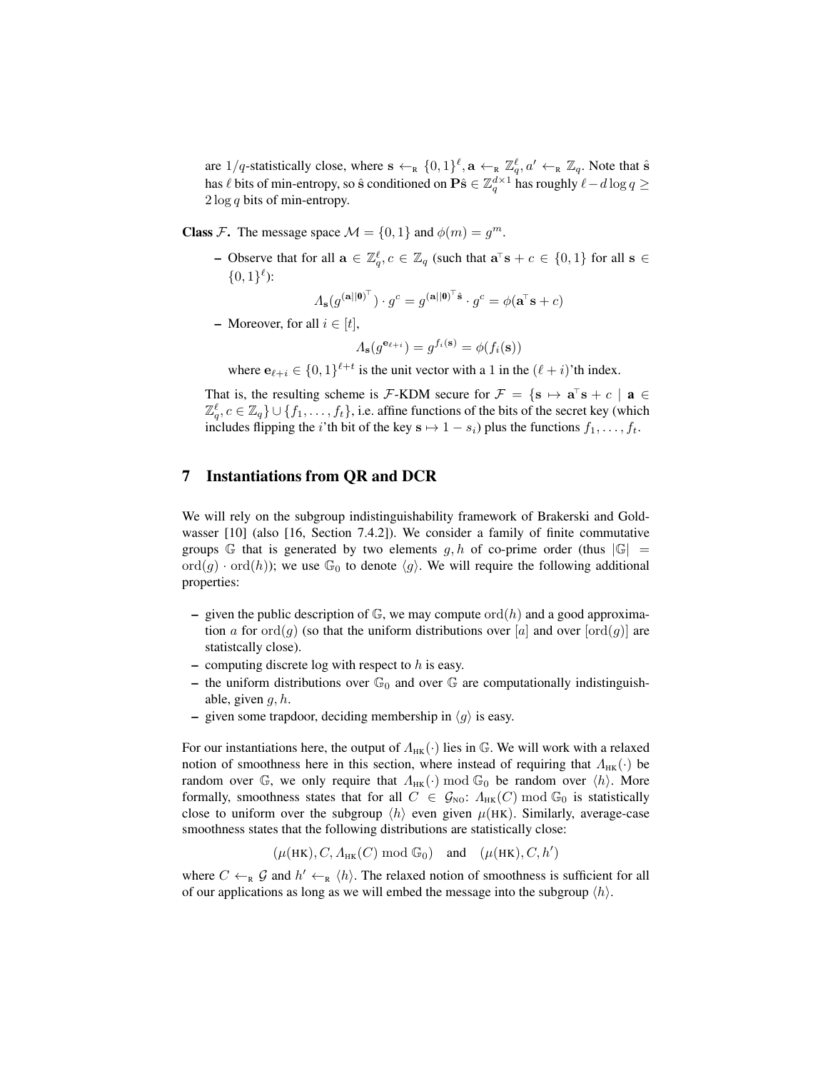are $1/q$-statistically close, where $\mathbf{s} \leftarrow_{\mathrm{R}} \{0,1\}^\ell, \mathbf{a} \leftarrow_{\mathrm{R}} \mathbb{Z}_q^\ell, a' \leftarrow_{\mathrm{R}} \mathbb{Z}_q$. Note that $\hat{\mathbf{s}}$ has $\ell$ bits of min-entropy, so $\hat{\mathbf{s}}$ conditioned on $\mathbf{P}\hat{\mathbf{s}} \in \mathbb{Z}_q^{d \times 1}$ has roughly $\ell - d \log q \geq 2 \log q$ bits of min-entropy.

**Class $\mathcal{F}$.** The message space $\mathcal{M} = \{0,1\}$ and $\phi(m) = g^m$.

- Observe that for all $\mathbf{a} \in \mathbb{Z}_q^\ell, c \in \mathbb{Z}_q$ (such that $\mathbf{a}^\top \mathbf{s} + c \in \{0,1\}$ for all $\mathbf{s} \in \{0,1\}^\ell$):

$$\Lambda_{\mathbf{s}}(g^{(\mathbf{a}||\mathbf{0})^\top}) \cdot g^c = g^{(\mathbf{a}||\mathbf{0})^\top \hat{\mathbf{s}}} \cdot g^c = \phi(\mathbf{a}^\top \mathbf{s} + c)$$

- Moreover, for all $i \in [t]$,

$$\Lambda_{\mathbf{s}}(g^{\mathbf{e}_{\ell+i}}) = g^{f_i(\mathbf{s})} = \phi(f_i(\mathbf{s}))$$

where $\mathbf{e}_{\ell+i} \in \{0,1\}^{\ell+t}$ is the unit vector with a 1 in the $(\ell+i)$'th index.

That is, the resulting scheme is $\mathcal{F}$-KDM secure for $\mathcal{F} = \{\mathbf{s} \mapsto \mathbf{a}^\top \mathbf{s} + c \mid \mathbf{a} \in \mathbb{Z}_q^\ell, c \in \mathbb{Z}_q\} \cup \{f_1, \ldots, f_t\}$, i.e. affine functions of the bits of the secret key (which includes flipping the $i$'th bit of the key $\mathbf{s} \mapsto 1 - s_i$) plus the functions $f_1, \ldots, f_t$.

## 7 Instantiations from QR and DCR

We will rely on the subgroup indistinguishability framework of Brakerski and Goldwasser [10] (also [16, Section 7.4.2]). We consider a family of finite commutative groups $\mathbb{G}$ that is generated by two elements $g, h$ of co-prime order (thus $|\mathbb{G}| = \mathrm{ord}(g) \cdot \mathrm{ord}(h)$); we use $\mathbb{G}_0$ to denote $\langle g \rangle$. We will require the following additional properties:

- given the public description of $\mathbb{G}$, we may compute $\mathrm{ord}(h)$ and a good approximation $a$ for $\mathrm{ord}(g)$ (so that the uniform distributions over $[a]$ and over $[\mathrm{ord}(g)]$ are statistcally close).
- computing discrete log with respect to $h$ is easy.
- the uniform distributions over $\mathbb{G}_0$ and over $\mathbb{G}$ are computationally indistinguishable, given $g, h$.
- given some trapdoor, deciding membership in $\langle g \rangle$ is easy.

For our instantiations here, the output of $\Lambda_{\mathrm{HK}}(\cdot)$ lies in $\mathbb{G}$. We will work with a relaxed notion of smoothness here in this section, where instead of requiring that $\Lambda_{\mathrm{HK}}(\cdot)$ be random over $\mathbb{G}$, we only require that $\Lambda_{\mathrm{HK}}(\cdot) \bmod \mathbb{G}_0$ be random over $\langle h \rangle$. More formally, smoothness states that for all $C \in \mathcal{G}_{\mathrm{NO}}$: $\Lambda_{\mathrm{HK}}(C) \bmod \mathbb{G}_0$ is statistically close to uniform over the subgroup $\langle h \rangle$ even given $\mu(\mathrm{HK})$. Similarly, average-case smoothness states that the following distributions are statistically close:

$$(\mu(\mathrm{HK}), C, \Lambda_{\mathrm{HK}}(C) \bmod \mathbb{G}_0) \quad \text{and} \quad (\mu(\mathrm{HK}), C, h')$$

where $C \leftarrow_{\mathrm{R}} \mathcal{G}$ and $h' \leftarrow_{\mathrm{R}} \langle h \rangle$. The relaxed notion of smoothness is sufficient for all of our applications as long as we will embed the message into the subgroup $\langle h \rangle$.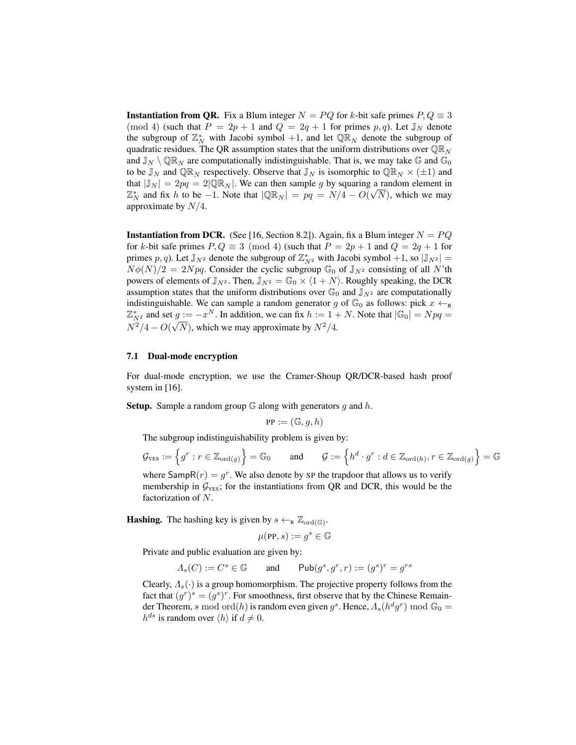**Instantiation from QR.** Fix a Blum integer $N = PQ$ for $k$-bit safe primes $P, Q \equiv 3 \pmod 4$ (such that $P = 2p + 1$ and $Q = 2q + 1$ for primes $p, q$). Let $\mathbb{J}_N$ denote the subgroup of $\mathbb{Z}_N^*$ with Jacobi symbol $+1$, and let $\mathbb{QR}_N$ denote the subgroup of quadratic residues. The QR assumption states that the uniform distributions over $\mathbb{QR}_N$ and $\mathbb{J}_N \setminus \mathbb{QR}_N$ are computationally indistinguishable. That is, we may take $\mathbb{G}$ and $\mathbb{G}_0$ to be $\mathbb{J}_N$ and $\mathbb{QR}_N$ respectively. Observe that $\mathbb{J}_N$ is isomorphic to $\mathbb{QR}_N \times (\pm 1)$ and that $|\mathbb{J}_N| = 2pq = 2|\mathbb{QR}_N|$. We can then sample $g$ by squaring a random element in $\mathbb{Z}_N^*$ and fix $h$ to be $-1$. Note that $|\mathbb{QR}_N| = pq = N/4 - O(\sqrt{N})$, which we may approximate by $N/4$.

**Instantiation from DCR.** (See [16, Section 8.2]). Again, fix a Blum integer $N = PQ$ for $k$-bit safe primes $P, Q \equiv 3 \pmod 4$ (such that $P = 2p + 1$ and $Q = 2q + 1$ for primes $p, q$). Let $\mathbb{J}_{N^2}$ denote the subgroup of $\mathbb{Z}_{N^2}^*$ with Jacobi symbol $+1$, so $|\mathbb{J}_{N^2}| = N\phi(N)/2 = 2Npq$. Consider the cyclic subgroup $\mathbb{G}_0$ of $\mathbb{J}_{N^2}$ consisting of all $N$'th powers of elements of $\mathbb{J}_{N^2}$. Then, $\mathbb{J}_{N^2} = \mathbb{G}_0 \times \langle 1 + N \rangle$. Roughly speaking, the DCR assumption states that the uniform distributions over $\mathbb{G}_0$ and $\mathbb{J}_{N^2}$ are computationally indistinguishable. We can sample a random generator $g$ of $\mathbb{G}_0$ as follows: pick $x \leftarrow_{\text{R}} \mathbb{Z}_{N^2}^*$ and set $g := -x^N$. In addition, we can fix $h := 1 + N$. Note that $|\mathbb{G}_0| = Npq = N^2/4 - O(\sqrt{N})$, which we may approximate by $N^2/4$.

### 7.1 Dual-mode encryption

For dual-mode encryption, we use the Cramer-Shoup QR/DCR-based hash proof system in [16].

**Setup.** Sample a random group $\mathbb{G}$ along with generators $g$ and $h$.

$$\text{PP} := (\mathbb{G}, g, h)$$

The subgroup indistinguishability problem is given by:

$$\mathcal{G}_{\text{YES}} := \left\{ g^r : r \in \mathbb{Z}_{\text{ord}(g)} \right\} = \mathbb{G}_0 \qquad \text{and} \qquad \mathcal{G} := \left\{ h^d \cdot g^r : d \in \mathbb{Z}_{\text{ord}(h)}, r \in \mathbb{Z}_{\text{ord}(g)} \right\} = \mathbb{G}$$

where $\mathsf{SampR}(r) = g^r$. We also denote by $\text{SP}$ the trapdoor that allows us to verify membership in $\mathcal{G}_{\text{YES}}$; for the instantiations from QR and DCR, this would be the factorization of $N$.

**Hashing.** The hashing key is given by $s \leftarrow_{\text{R}} \mathbb{Z}_{\text{ord}(\mathbb{G})}$.

$$\mu(\text{PP}, s) := g^s \in \mathbb{G}$$

Private and public evaluation are given by:

$$\Lambda_s(C) := C^s \in \mathbb{G} \qquad \text{and} \qquad \mathsf{Pub}(g^s, g^r, r) := (g^s)^r = g^{rs}$$

Clearly, $\Lambda_s(\cdot)$ is a group homomorphism. The projective property follows from the fact that $(g^r)^s = (g^s)^r$. For smoothness, first observe that by the Chinese Remainder Theorem, $s \bmod \text{ord}(h)$ is random even given $g^s$. Hence, $\Lambda_s(h^d g^r) \bmod \mathbb{G}_0 = h^{ds}$ is random over $\langle h \rangle$ if $d \neq 0$.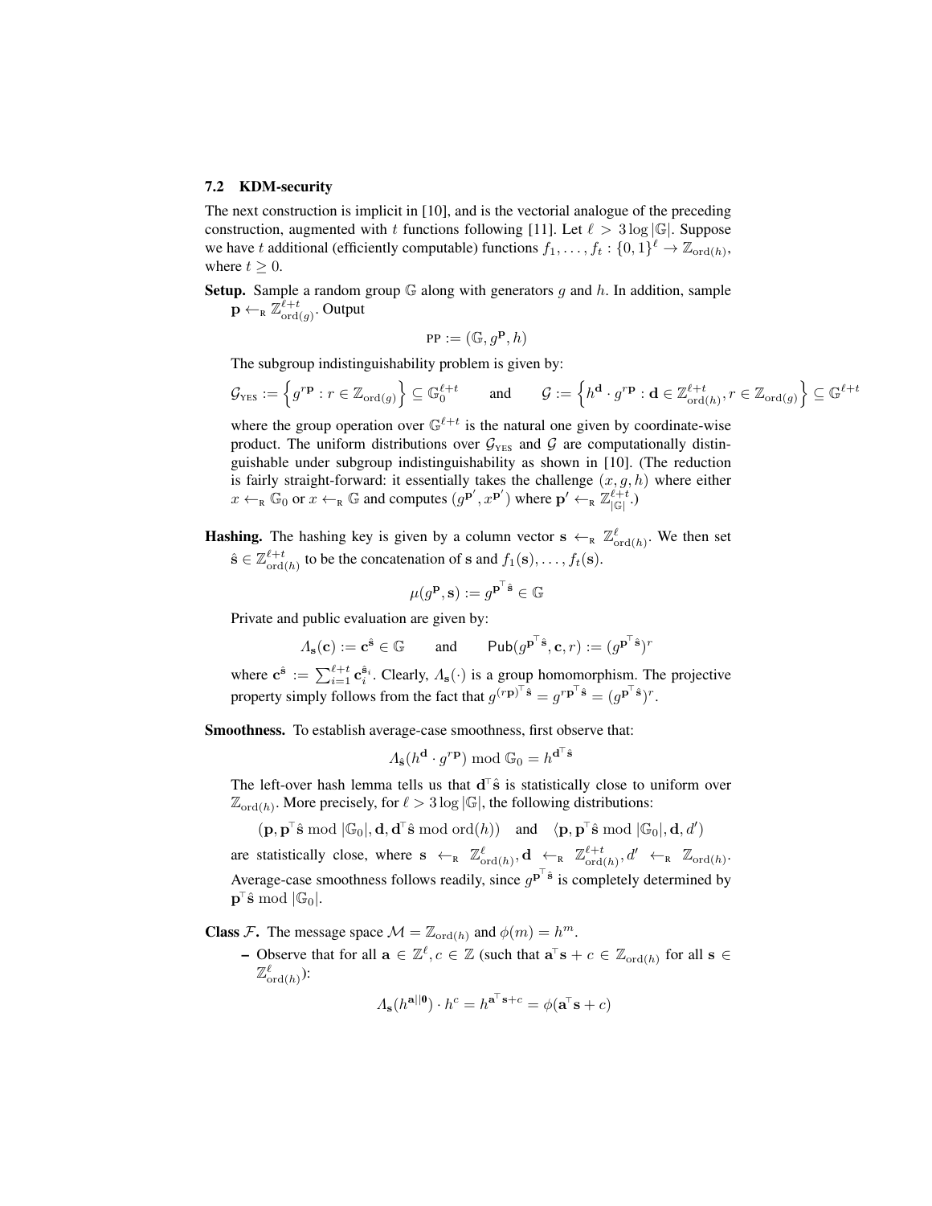### 7.2 KDM-security

The next construction is implicit in [10], and is the vectorial analogue of the preceding construction, augmented with $t$ functions following [11]. Let $\ell > 3 \log |\mathbb{G}|$. Suppose we have $t$ additional (efficiently computable) functions $f_1, \ldots, f_t : \{0,1\}^\ell \to \mathbb{Z}_{\mathrm{ord}(h)}$, where $t \geq 0$.

**Setup.** Sample a random group $\mathbb{G}$ along with generators $g$ and $h$. In addition, sample $\mathbf{p} \leftarrow_{\mathrm{R}} \mathbb{Z}_{\mathrm{ord}(g)}^{\ell+t}$. Output

$$\mathrm{PP} := (\mathbb{G}, g^{\mathbf{p}}, h)$$

The subgroup indistinguishability problem is given by:

$$\mathcal{G}_{\mathrm{YES}} := \left\{ g^{r\mathbf{p}} : r \in \mathbb{Z}_{\mathrm{ord}(g)} \right\} \subseteq \mathbb{G}_0^{\ell+t} \qquad \text{and} \qquad \mathcal{G} := \left\{ h^{\mathbf{d}} \cdot g^{r\mathbf{p}} : \mathbf{d} \in \mathbb{Z}_{\mathrm{ord}(h)}^{\ell+t}, r \in \mathbb{Z}_{\mathrm{ord}(g)} \right\} \subseteq \mathbb{G}^{\ell+t}$$

where the group operation over $\mathbb{G}^{\ell+t}$ is the natural one given by coordinate-wise product. The uniform distributions over $\mathcal{G}_{\mathrm{YES}}$ and $\mathcal{G}$ are computationally distinguishable under subgroup indistinguishability as shown in [10]. (The reduction is fairly straight-forward: it essentially takes the challenge $(x, g, h)$ where either $x \leftarrow_{\mathrm{R}} \mathbb{G}_0$ or $x \leftarrow_{\mathrm{R}} \mathbb{G}$ and computes $(g^{\mathbf{p}'}, x^{\mathbf{p}'})$ where $\mathbf{p}' \leftarrow_{\mathrm{R}} \mathbb{Z}_{|\mathbb{G}|}^{\ell+t}$.)

**Hashing.** The hashing key is given by a column vector $\mathbf{s} \leftarrow_{\mathrm{R}} \mathbb{Z}_{\mathrm{ord}(h)}^{\ell}$. We then set $\hat{\mathbf{s}} \in \mathbb{Z}_{\mathrm{ord}(h)}^{\ell+t}$ to be the concatenation of $\mathbf{s}$ and $f_1(\mathbf{s}), \ldots, f_t(\mathbf{s})$.

$$\mu(g^{\mathbf{p}}, \mathbf{s}) := g^{\mathbf{p}^\top \hat{\mathbf{s}}} \in \mathbb{G}$$

Private and public evaluation are given by:

$$\Lambda_{\mathbf{s}}(\mathbf{c}) := \mathbf{c}^{\hat{\mathbf{s}}} \in \mathbb{G} \qquad \text{and} \qquad \mathsf{Pub}(g^{\mathbf{p}^\top \hat{\mathbf{s}}}, \mathbf{c}, r) := (g^{\mathbf{p}^\top \hat{\mathbf{s}}})^r$$

where $\mathbf{c}^{\hat{\mathbf{s}}} := \sum_{i=1}^{\ell+t} \mathbf{c}_i^{\hat{\mathbf{s}}_i}$. Clearly, $\Lambda_{\mathbf{s}}(\cdot)$ is a group homomorphism. The projective property simply follows from the fact that $g^{(r\mathbf{p})^\top \hat{\mathbf{s}}} = g^{r\mathbf{p}^\top \hat{\mathbf{s}}} = (g^{\mathbf{p}^\top \hat{\mathbf{s}}})^r$.

**Smoothness.** To establish average-case smoothness, first observe that:

$$\Lambda_{\hat{\mathbf{s}}}(h^{\mathbf{d}} \cdot g^{r\mathbf{p}}) \bmod \mathbb{G}_0 = h^{\mathbf{d}^\top \hat{\mathbf{s}}}$$

The left-over hash lemma tells us that $\mathbf{d}^\top \hat{\mathbf{s}}$ is statistically close to uniform over $\mathbb{Z}_{\mathrm{ord}(h)}$. More precisely, for $\ell > 3 \log |\mathbb{G}|$, the following distributions:

$$(\mathbf{p}, \mathbf{p}^\top \hat{\mathbf{s}} \bmod |\mathbb{G}_0|, \mathbf{d}, \mathbf{d}^\top \hat{\mathbf{s}} \bmod \mathrm{ord}(h)) \quad \text{and} \quad \langle \mathbf{p}, \mathbf{p}^\top \hat{\mathbf{s}} \bmod |\mathbb{G}_0|, \mathbf{d}, d' \rangle$$

are statistically close, where $\mathbf{s} \leftarrow_{\mathrm{R}} \mathbb{Z}_{\mathrm{ord}(h)}^{\ell}, \mathbf{d} \leftarrow_{\mathrm{R}} \mathbb{Z}_{\mathrm{ord}(h)}^{\ell+t}, d' \leftarrow_{\mathrm{R}} \mathbb{Z}_{\mathrm{ord}(h)}$. Average-case smoothness follows readily, since $g^{\mathbf{p}^\top \hat{\mathbf{s}}}$ is completely determined by $\mathbf{p}^\top \hat{\mathbf{s}} \bmod |\mathbb{G}_0|$.

**Class $\mathcal{F}$.** The message space $\mathcal{M} = \mathbb{Z}_{\mathrm{ord}(h)}$ and $\phi(m) = h^m$.

- Observe that for all $\mathbf{a} \in \mathbb{Z}^\ell, c \in \mathbb{Z}$ (such that $\mathbf{a}^\top \mathbf{s} + c \in \mathbb{Z}_{\mathrm{ord}(h)}$ for all $\mathbf{s} \in \mathbb{Z}_{\mathrm{ord}(h)}^{\ell}$):

$$\Lambda_{\mathbf{s}}(h^{\mathbf{a}\|\mathbf{0}}) \cdot h^c = h^{\mathbf{a}^\top \mathbf{s} + c} = \phi(\mathbf{a}^\top \mathbf{s} + c)$$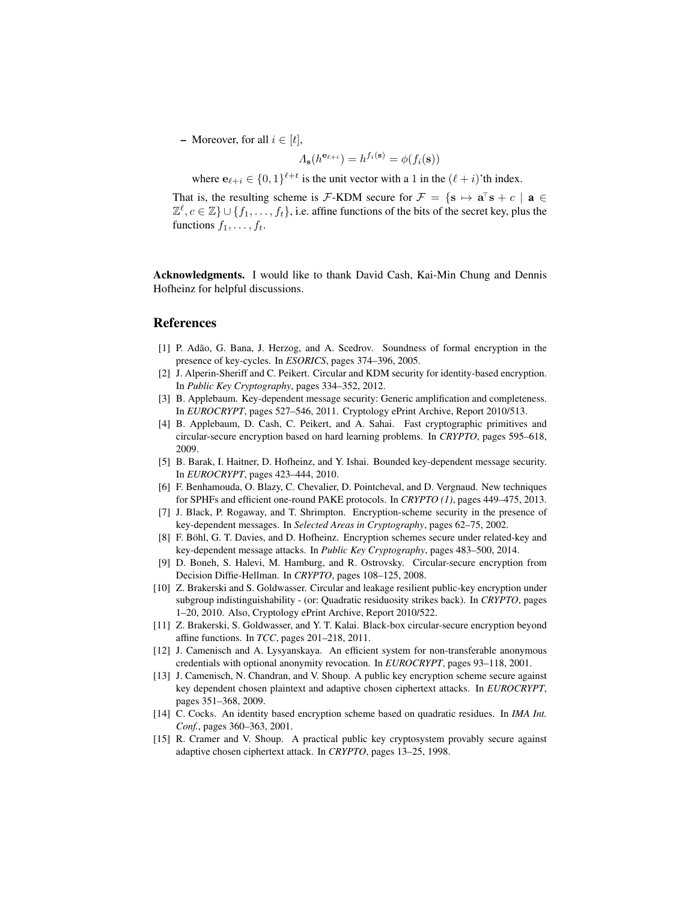– Moreover, for all $i \in [t]$,

$$\Lambda_{\mathbf{s}}(h^{\mathbf{e}_{\ell+i}}) = h^{f_i(\mathbf{s})} = \phi(f_i(\mathbf{s}))$$

where $\mathbf{e}_{\ell+i} \in \{0,1\}^{\ell+t}$ is the unit vector with a 1 in the $(\ell+i)$'th index.

That is, the resulting scheme is $\mathcal{F}$-KDM secure for $\mathcal{F} = \{\mathbf{s} \mapsto \mathbf{a}^\top \mathbf{s} + c \mid \mathbf{a} \in \mathbb{Z}^\ell, c \in \mathbb{Z}\} \cup \{f_1, \ldots, f_t\}$, i.e. affine functions of the bits of the secret key, plus the functions $f_1, \ldots, f_t$.

**Acknowledgments.** I would like to thank David Cash, Kai-Min Chung and Dennis Hofheinz for helpful discussions.

## References

[1] P. Adão, G. Bana, J. Herzog, and A. Scedrov. Soundness of formal encryption in the presence of key-cycles. In *ESORICS*, pages 374–396, 2005.

[2] J. Alperin-Sheriff and C. Peikert. Circular and KDM security for identity-based encryption. In *Public Key Cryptography*, pages 334–352, 2012.

[3] B. Applebaum. Key-dependent message security: Generic amplification and completeness. In *EUROCRYPT*, pages 527–546, 2011. Cryptology ePrint Archive, Report 2010/513.

[4] B. Applebaum, D. Cash, C. Peikert, and A. Sahai. Fast cryptographic primitives and circular-secure encryption based on hard learning problems. In *CRYPTO*, pages 595–618, 2009.

[5] B. Barak, I. Haitner, D. Hofheinz, and Y. Ishai. Bounded key-dependent message security. In *EUROCRYPT*, pages 423–444, 2010.

[6] F. Benhamouda, O. Blazy, C. Chevalier, D. Pointcheval, and D. Vergnaud. New techniques for SPHFs and efficient one-round PAKE protocols. In *CRYPTO (1)*, pages 449–475, 2013.

[7] J. Black, P. Rogaway, and T. Shrimpton. Encryption-scheme security in the presence of key-dependent messages. In *Selected Areas in Cryptography*, pages 62–75, 2002.

[8] F. Böhl, G. T. Davies, and D. Hofheinz. Encryption schemes secure under related-key and key-dependent message attacks. In *Public Key Cryptography*, pages 483–500, 2014.

[9] D. Boneh, S. Halevi, M. Hamburg, and R. Ostrovsky. Circular-secure encryption from Decision Diffie-Hellman. In *CRYPTO*, pages 108–125, 2008.

[10] Z. Brakerski and S. Goldwasser. Circular and leakage resilient public-key encryption under subgroup indistinguishability - (or: Quadratic residuosity strikes back). In *CRYPTO*, pages 1–20, 2010. Also, Cryptology ePrint Archive, Report 2010/522.

[11] Z. Brakerski, S. Goldwasser, and Y. T. Kalai. Black-box circular-secure encryption beyond affine functions. In *TCC*, pages 201–218, 2011.

[12] J. Camenisch and A. Lysyanskaya. An efficient system for non-transferable anonymous credentials with optional anonymity revocation. In *EUROCRYPT*, pages 93–118, 2001.

[13] J. Camenisch, N. Chandran, and V. Shoup. A public key encryption scheme secure against key dependent chosen plaintext and adaptive chosen ciphertext attacks. In *EUROCRYPT*, pages 351–368, 2009.

[14] C. Cocks. An identity based encryption scheme based on quadratic residues. In *IMA Int. Conf.*, pages 360–363, 2001.

[15] R. Cramer and V. Shoup. A practical public key cryptosystem provably secure against adaptive chosen ciphertext attack. In *CRYPTO*, pages 13–25, 1998.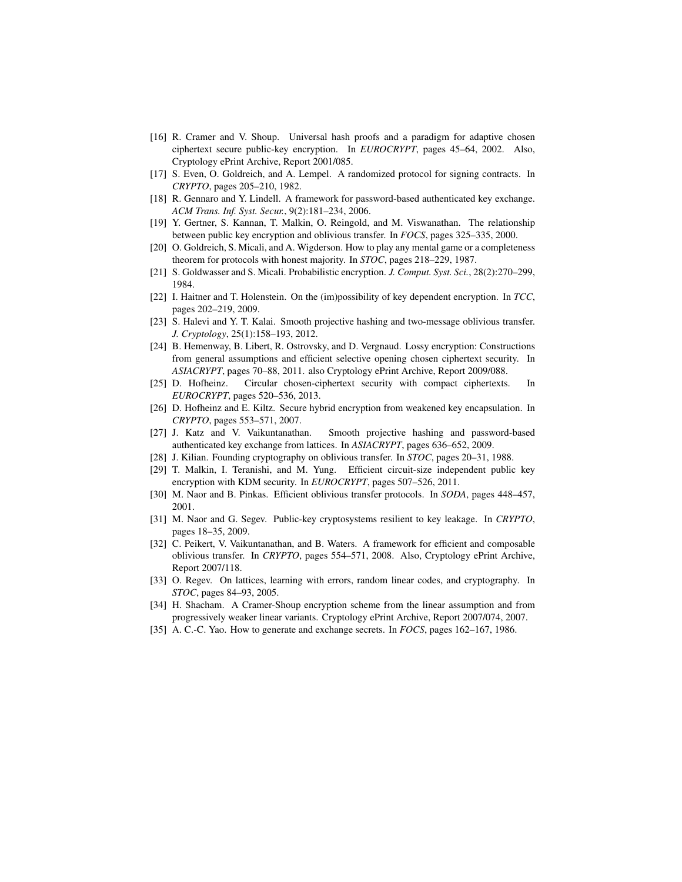[16] R. Cramer and V. Shoup. Universal hash proofs and a paradigm for adaptive chosen ciphertext secure public-key encryption. In *EUROCRYPT*, pages 45–64, 2002. Also, Cryptology ePrint Archive, Report 2001/085.

[17] S. Even, O. Goldreich, and A. Lempel. A randomized protocol for signing contracts. In *CRYPTO*, pages 205–210, 1982.

[18] R. Gennaro and Y. Lindell. A framework for password-based authenticated key exchange. *ACM Trans. Inf. Syst. Secur.*, 9(2):181–234, 2006.

[19] Y. Gertner, S. Kannan, T. Malkin, O. Reingold, and M. Viswanathan. The relationship between public key encryption and oblivious transfer. In *FOCS*, pages 325–335, 2000.

[20] O. Goldreich, S. Micali, and A. Wigderson. How to play any mental game or a completeness theorem for protocols with honest majority. In *STOC*, pages 218–229, 1987.

[21] S. Goldwasser and S. Micali. Probabilistic encryption. *J. Comput. Syst. Sci.*, 28(2):270–299, 1984.

[22] I. Haitner and T. Holenstein. On the (im)possibility of key dependent encryption. In *TCC*, pages 202–219, 2009.

[23] S. Halevi and Y. T. Kalai. Smooth projective hashing and two-message oblivious transfer. *J. Cryptology*, 25(1):158–193, 2012.

[24] B. Hemenway, B. Libert, R. Ostrovsky, and D. Vergnaud. Lossy encryption: Constructions from general assumptions and efficient selective opening chosen ciphertext security. In *ASIACRYPT*, pages 70–88, 2011. also Cryptology ePrint Archive, Report 2009/088.

[25] D. Hofheinz. Circular chosen-ciphertext security with compact ciphertexts. In *EUROCRYPT*, pages 520–536, 2013.

[26] D. Hofheinz and E. Kiltz. Secure hybrid encryption from weakened key encapsulation. In *CRYPTO*, pages 553–571, 2007.

[27] J. Katz and V. Vaikuntanathan. Smooth projective hashing and password-based authenticated key exchange from lattices. In *ASIACRYPT*, pages 636–652, 2009.

[28] J. Kilian. Founding cryptography on oblivious transfer. In *STOC*, pages 20–31, 1988.

[29] T. Malkin, I. Teranishi, and M. Yung. Efficient circuit-size independent public key encryption with KDM security. In *EUROCRYPT*, pages 507–526, 2011.

[30] M. Naor and B. Pinkas. Efficient oblivious transfer protocols. In *SODA*, pages 448–457, 2001.

[31] M. Naor and G. Segev. Public-key cryptosystems resilient to key leakage. In *CRYPTO*, pages 18–35, 2009.

[32] C. Peikert, V. Vaikuntanathan, and B. Waters. A framework for efficient and composable oblivious transfer. In *CRYPTO*, pages 554–571, 2008. Also, Cryptology ePrint Archive, Report 2007/118.

[33] O. Regev. On lattices, learning with errors, random linear codes, and cryptography. In *STOC*, pages 84–93, 2005.

[34] H. Shacham. A Cramer-Shoup encryption scheme from the linear assumption and from progressively weaker linear variants. Cryptology ePrint Archive, Report 2007/074, 2007.

[35] A. C.-C. Yao. How to generate and exchange secrets. In *FOCS*, pages 162–167, 1986.